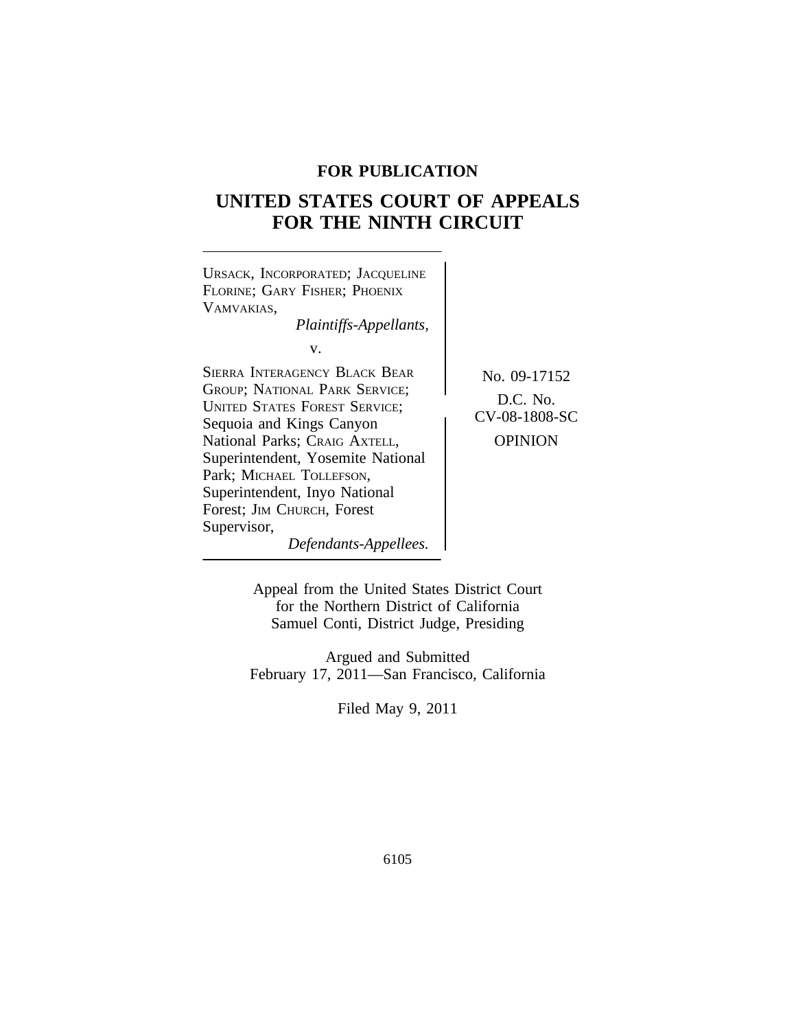**FOR PUBLICATION**

# UNITED STATES COURT OF APPEALS FOR THE NINTH CIRCUIT

URSACK, INCORPORATED; JACQUELINE FLORINE; GARY FISHER; PHOENIX VAMVAKIAS,
*Plaintiffs-Appellants,*

v.

SIERRA INTERAGENCY BLACK BEAR GROUP; NATIONAL PARK SERVICE; UNITED STATES FOREST SERVICE; Sequoia and Kings Canyon National Parks; CRAIG AXTELL, Superintendent, Yosemite National Park; MICHAEL TOLLEFSON, Superintendent, Inyo National Forest; JIM CHURCH, Forest Supervisor,
*Defendants-Appellees.*

No. 09-17152

D.C. No. CV-08-1808-SC

OPINION

Appeal from the United States District Court for the Northern District of California
Samuel Conti, District Judge, Presiding

Argued and Submitted
February 17, 2011—San Francisco, California

Filed May 9, 2011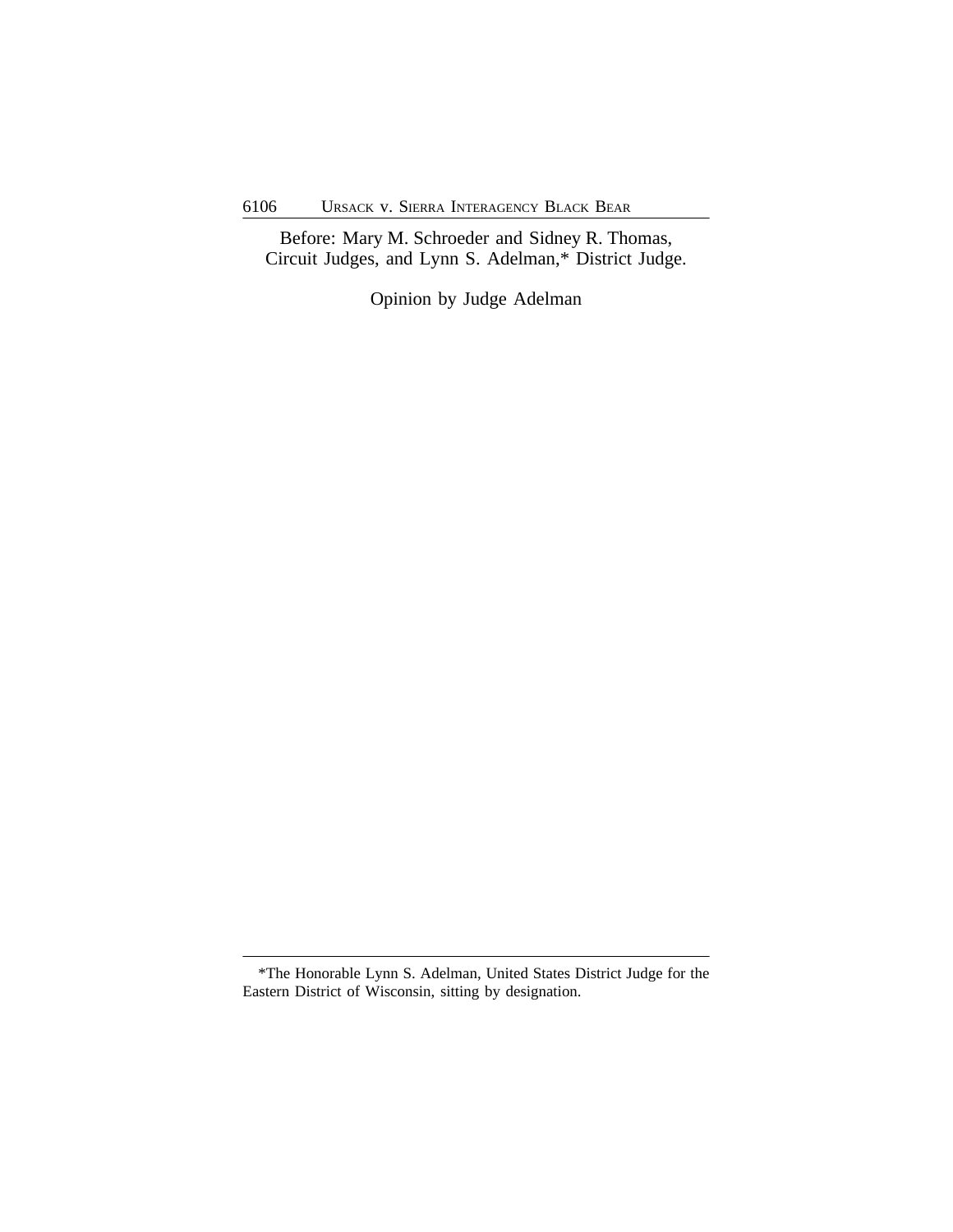Before: Mary M. Schroeder and Sidney R. Thomas, Circuit Judges, and Lynn S. Adelman,* District Judge.

Opinion by Judge Adelman

*The Honorable Lynn S. Adelman, United States District Judge for the Eastern District of Wisconsin, sitting by designation.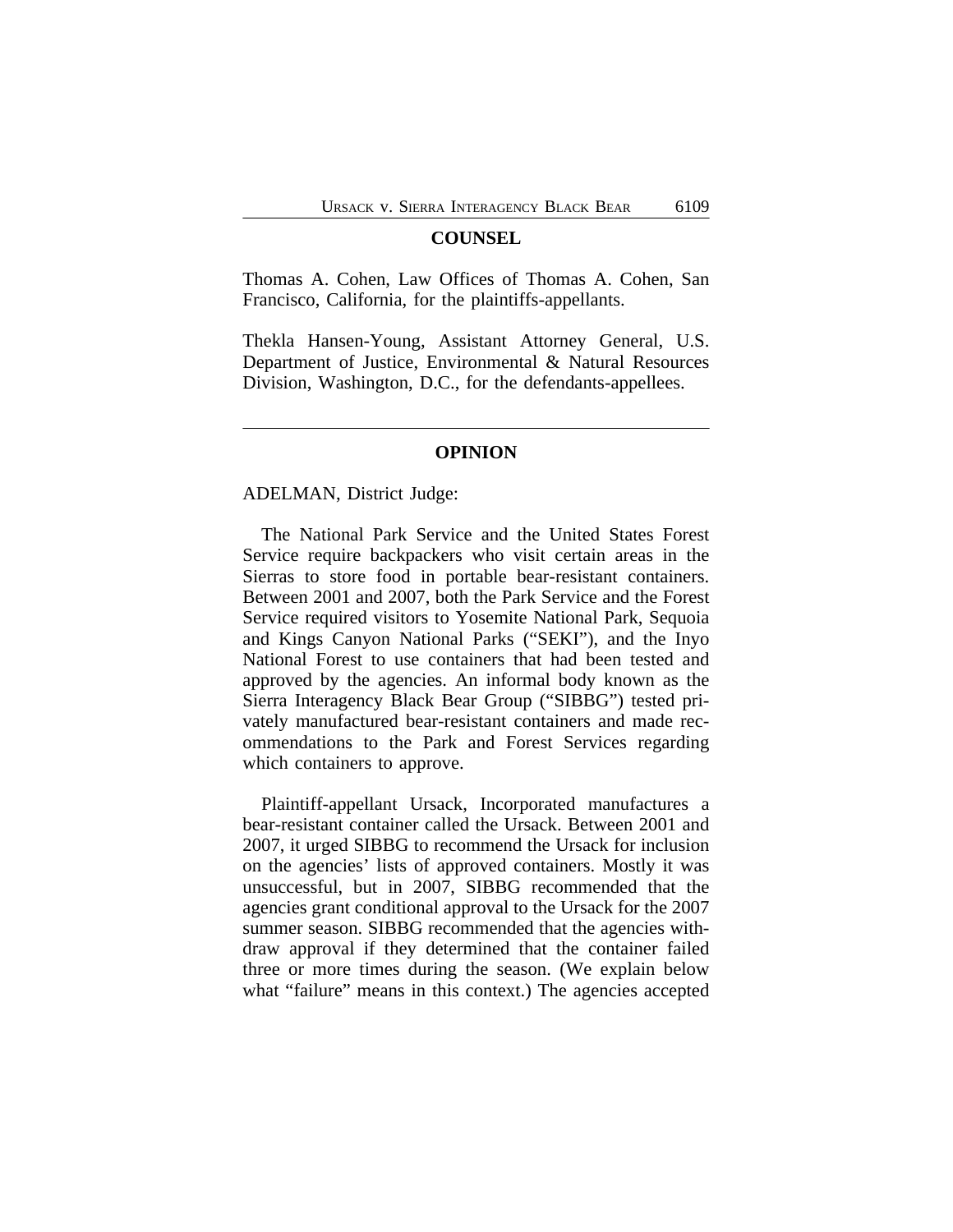## COUNSEL

Thomas A. Cohen, Law Offices of Thomas A. Cohen, San Francisco, California, for the plaintiffs-appellants.

Thekla Hansen-Young, Assistant Attorney General, U.S. Department of Justice, Environmental & Natural Resources Division, Washington, D.C., for the defendants-appellees.

---

## OPINION

ADELMAN, District Judge:

The National Park Service and the United States Forest Service require backpackers who visit certain areas in the Sierras to store food in portable bear-resistant containers. Between 2001 and 2007, both the Park Service and the Forest Service required visitors to Yosemite National Park, Sequoia and Kings Canyon National Parks ("SEKI"), and the Inyo National Forest to use containers that had been tested and approved by the agencies. An informal body known as the Sierra Interagency Black Bear Group ("SIBBG") tested privately manufactured bear-resistant containers and made recommendations to the Park and Forest Services regarding which containers to approve.

Plaintiff-appellant Ursack, Incorporated manufactures a bear-resistant container called the Ursack. Between 2001 and 2007, it urged SIBBG to recommend the Ursack for inclusion on the agencies' lists of approved containers. Mostly it was unsuccessful, but in 2007, SIBBG recommended that the agencies grant conditional approval to the Ursack for the 2007 summer season. SIBBG recommended that the agencies withdraw approval if they determined that the container failed three or more times during the season. (We explain below what "failure" means in this context.) The agencies accepted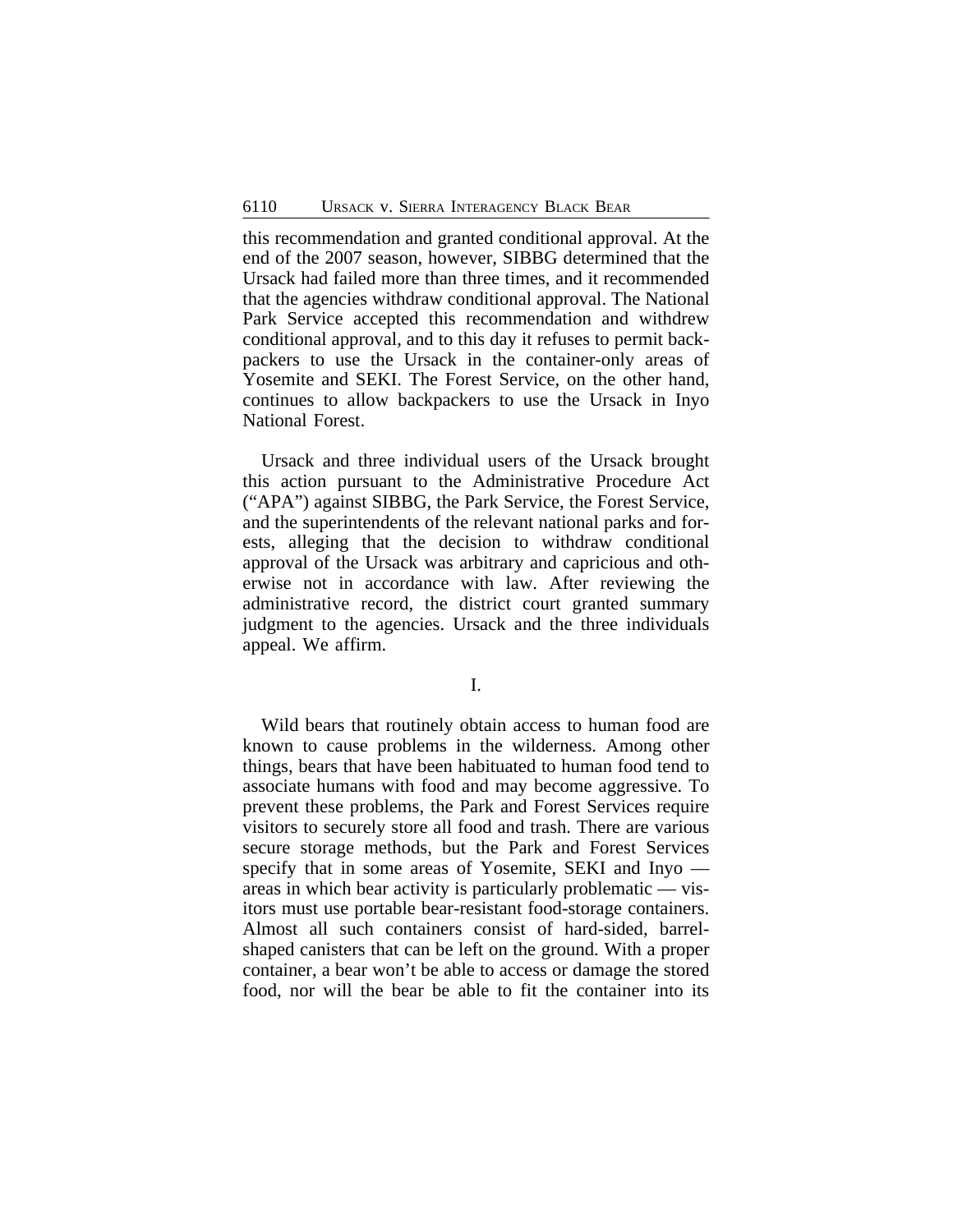this recommendation and granted conditional approval. At the end of the 2007 season, however, SIBBG determined that the Ursack had failed more than three times, and it recommended that the agencies withdraw conditional approval. The National Park Service accepted this recommendation and withdrew conditional approval, and to this day it refuses to permit backpackers to use the Ursack in the container-only areas of Yosemite and SEKI. The Forest Service, on the other hand, continues to allow backpackers to use the Ursack in Inyo National Forest.

Ursack and three individual users of the Ursack brought this action pursuant to the Administrative Procedure Act ("APA") against SIBBG, the Park Service, the Forest Service, and the superintendents of the relevant national parks and forests, alleging that the decision to withdraw conditional approval of the Ursack was arbitrary and capricious and otherwise not in accordance with law. After reviewing the administrative record, the district court granted summary judgment to the agencies. Ursack and the three individuals appeal. We affirm.

## I.

Wild bears that routinely obtain access to human food are known to cause problems in the wilderness. Among other things, bears that have been habituated to human food tend to associate humans with food and may become aggressive. To prevent these problems, the Park and Forest Services require visitors to securely store all food and trash. There are various secure storage methods, but the Park and Forest Services specify that in some areas of Yosemite, SEKI and Inyo — areas in which bear activity is particularly problematic — visitors must use portable bear-resistant food-storage containers. Almost all such containers consist of hard-sided, barrel-shaped canisters that can be left on the ground. With a proper container, a bear won't be able to access or damage the stored food, nor will the bear be able to fit the container into its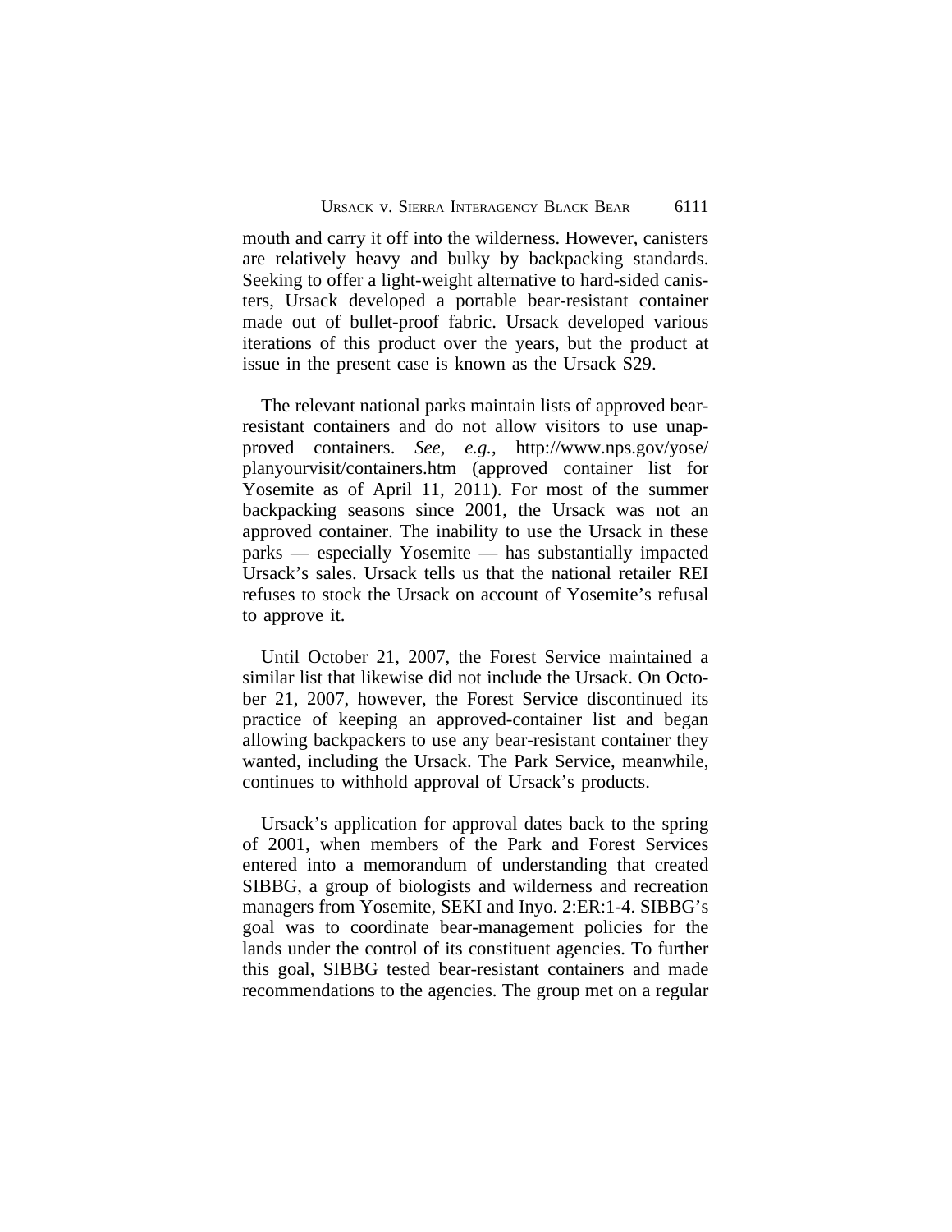mouth and carry it off into the wilderness. However, canisters are relatively heavy and bulky by backpacking standards. Seeking to offer a light-weight alternative to hard-sided canisters, Ursack developed a portable bear-resistant container made out of bullet-proof fabric. Ursack developed various iterations of this product over the years, but the product at issue in the present case is known as the Ursack S29.

The relevant national parks maintain lists of approved bear-resistant containers and do not allow visitors to use unapproved containers. *See, e.g.*, http://www.nps.gov/yose/planyourvisit/containers.htm (approved container list for Yosemite as of April 11, 2011). For most of the summer backpacking seasons since 2001, the Ursack was not an approved container. The inability to use the Ursack in these parks — especially Yosemite — has substantially impacted Ursack's sales. Ursack tells us that the national retailer REI refuses to stock the Ursack on account of Yosemite's refusal to approve it.

Until October 21, 2007, the Forest Service maintained a similar list that likewise did not include the Ursack. On October 21, 2007, however, the Forest Service discontinued its practice of keeping an approved-container list and began allowing backpackers to use any bear-resistant container they wanted, including the Ursack. The Park Service, meanwhile, continues to withhold approval of Ursack's products.

Ursack's application for approval dates back to the spring of 2001, when members of the Park and Forest Services entered into a memorandum of understanding that created SIBBG, a group of biologists and wilderness and recreation managers from Yosemite, SEKI and Inyo. 2:ER:1-4. SIBBG's goal was to coordinate bear-management policies for the lands under the control of its constituent agencies. To further this goal, SIBBG tested bear-resistant containers and made recommendations to the agencies. The group met on a regular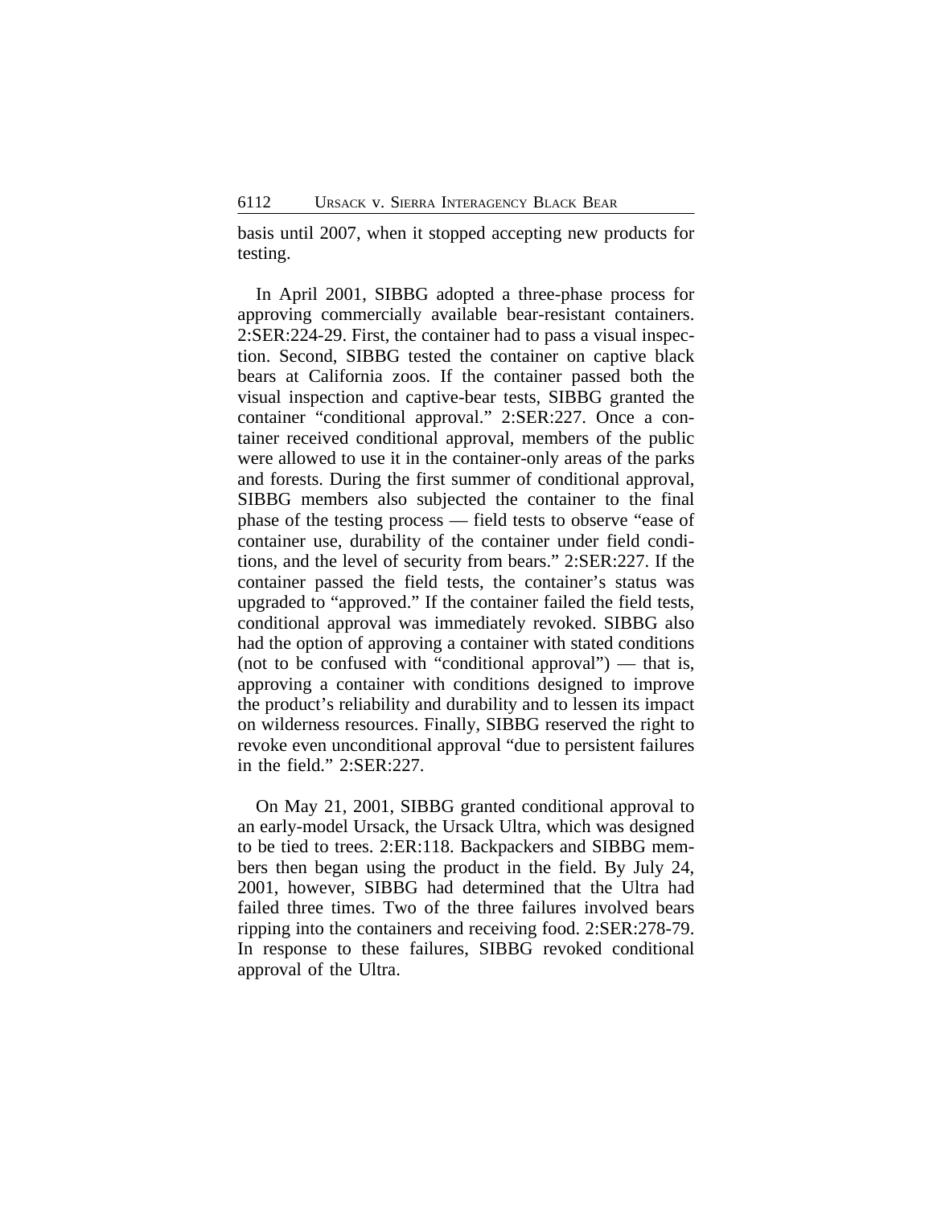basis until 2007, when it stopped accepting new products for testing.

In April 2001, SIBBG adopted a three-phase process for approving commercially available bear-resistant containers. 2:SER:224-29. First, the container had to pass a visual inspection. Second, SIBBG tested the container on captive black bears at California zoos. If the container passed both the visual inspection and captive-bear tests, SIBBG granted the container "conditional approval." 2:SER:227. Once a container received conditional approval, members of the public were allowed to use it in the container-only areas of the parks and forests. During the first summer of conditional approval, SIBBG members also subjected the container to the final phase of the testing process — field tests to observe "ease of container use, durability of the container under field conditions, and the level of security from bears." 2:SER:227. If the container passed the field tests, the container's status was upgraded to "approved." If the container failed the field tests, conditional approval was immediately revoked. SIBBG also had the option of approving a container with stated conditions (not to be confused with "conditional approval") — that is, approving a container with conditions designed to improve the product's reliability and durability and to lessen its impact on wilderness resources. Finally, SIBBG reserved the right to revoke even unconditional approval "due to persistent failures in the field." 2:SER:227.

On May 21, 2001, SIBBG granted conditional approval to an early-model Ursack, the Ursack Ultra, which was designed to be tied to trees. 2:ER:118. Backpackers and SIBBG members then began using the product in the field. By July 24, 2001, however, SIBBG had determined that the Ultra had failed three times. Two of the three failures involved bears ripping into the containers and receiving food. 2:SER:278-79. In response to these failures, SIBBG revoked conditional approval of the Ultra.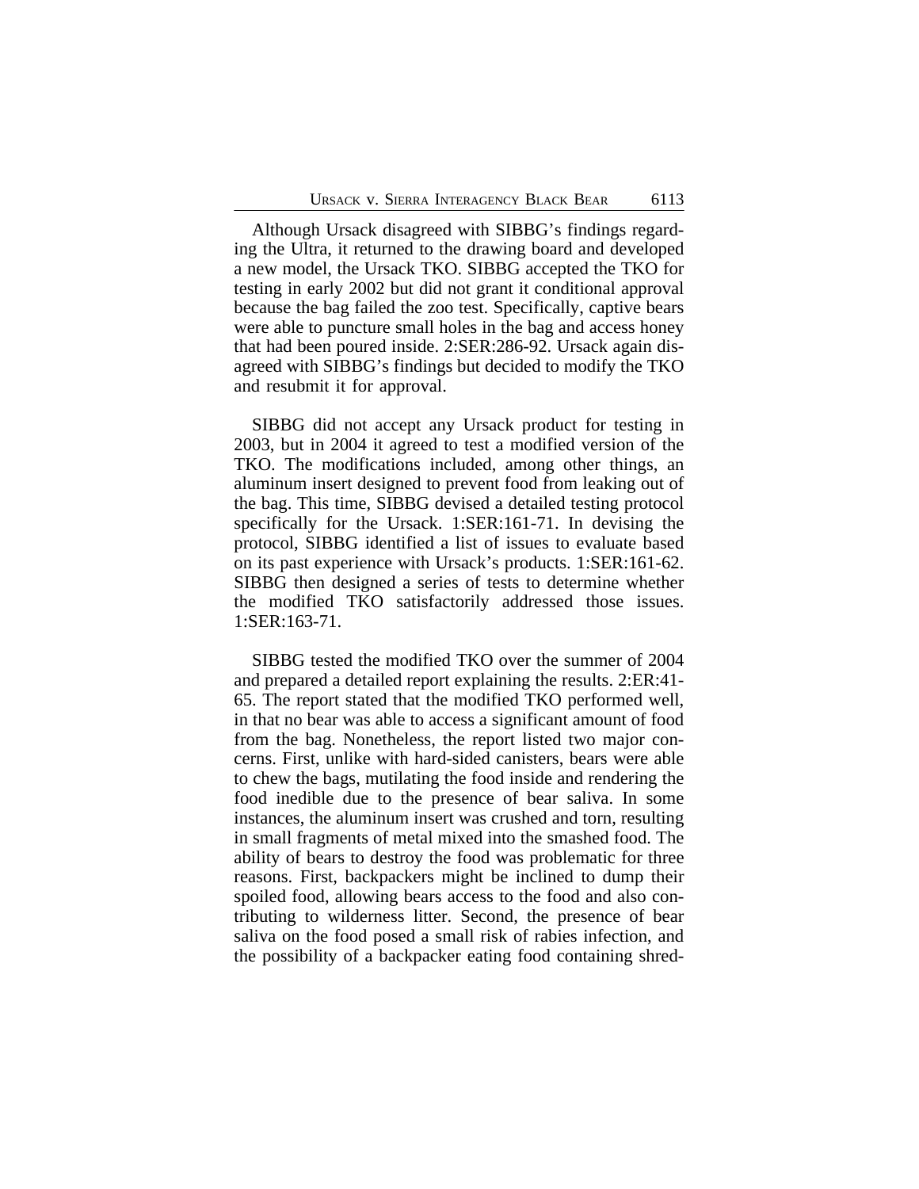Although Ursack disagreed with SIBBG's findings regarding the Ultra, it returned to the drawing board and developed a new model, the Ursack TKO. SIBBG accepted the TKO for testing in early 2002 but did not grant it conditional approval because the bag failed the zoo test. Specifically, captive bears were able to puncture small holes in the bag and access honey that had been poured inside. 2:SER:286-92. Ursack again disagreed with SIBBG's findings but decided to modify the TKO and resubmit it for approval.

SIBBG did not accept any Ursack product for testing in 2003, but in 2004 it agreed to test a modified version of the TKO. The modifications included, among other things, an aluminum insert designed to prevent food from leaking out of the bag. This time, SIBBG devised a detailed testing protocol specifically for the Ursack. 1:SER:161-71. In devising the protocol, SIBBG identified a list of issues to evaluate based on its past experience with Ursack's products. 1:SER:161-62. SIBBG then designed a series of tests to determine whether the modified TKO satisfactorily addressed those issues. 1:SER:163-71.

SIBBG tested the modified TKO over the summer of 2004 and prepared a detailed report explaining the results. 2:ER:41-65. The report stated that the modified TKO performed well, in that no bear was able to access a significant amount of food from the bag. Nonetheless, the report listed two major concerns. First, unlike with hard-sided canisters, bears were able to chew the bags, mutilating the food inside and rendering the food inedible due to the presence of bear saliva. In some instances, the aluminum insert was crushed and torn, resulting in small fragments of metal mixed into the smashed food. The ability of bears to destroy the food was problematic for three reasons. First, backpackers might be inclined to dump their spoiled food, allowing bears access to the food and also contributing to wilderness litter. Second, the presence of bear saliva on the food posed a small risk of rabies infection, and the possibility of a backpacker eating food containing shred-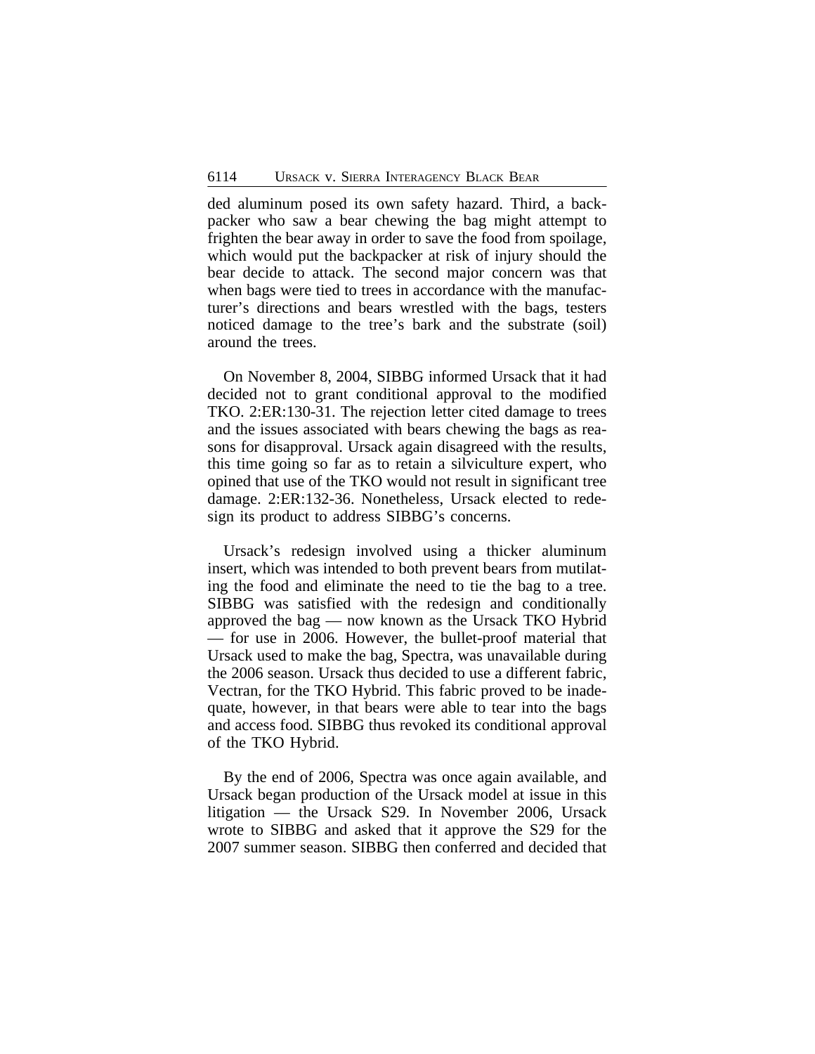ded aluminum posed its own safety hazard. Third, a backpacker who saw a bear chewing the bag might attempt to frighten the bear away in order to save the food from spoilage, which would put the backpacker at risk of injury should the bear decide to attack. The second major concern was that when bags were tied to trees in accordance with the manufacturer's directions and bears wrestled with the bags, testers noticed damage to the tree's bark and the substrate (soil) around the trees.

On November 8, 2004, SIBBG informed Ursack that it had decided not to grant conditional approval to the modified TKO. 2:ER:130-31. The rejection letter cited damage to trees and the issues associated with bears chewing the bags as reasons for disapproval. Ursack again disagreed with the results, this time going so far as to retain a silviculture expert, who opined that use of the TKO would not result in significant tree damage. 2:ER:132-36. Nonetheless, Ursack elected to redesign its product to address SIBBG's concerns.

Ursack's redesign involved using a thicker aluminum insert, which was intended to both prevent bears from mutilating the food and eliminate the need to tie the bag to a tree. SIBBG was satisfied with the redesign and conditionally approved the bag — now known as the Ursack TKO Hybrid — for use in 2006. However, the bullet-proof material that Ursack used to make the bag, Spectra, was unavailable during the 2006 season. Ursack thus decided to use a different fabric, Vectran, for the TKO Hybrid. This fabric proved to be inadequate, however, in that bears were able to tear into the bags and access food. SIBBG thus revoked its conditional approval of the TKO Hybrid.

By the end of 2006, Spectra was once again available, and Ursack began production of the Ursack model at issue in this litigation — the Ursack S29. In November 2006, Ursack wrote to SIBBG and asked that it approve the S29 for the 2007 summer season. SIBBG then conferred and decided that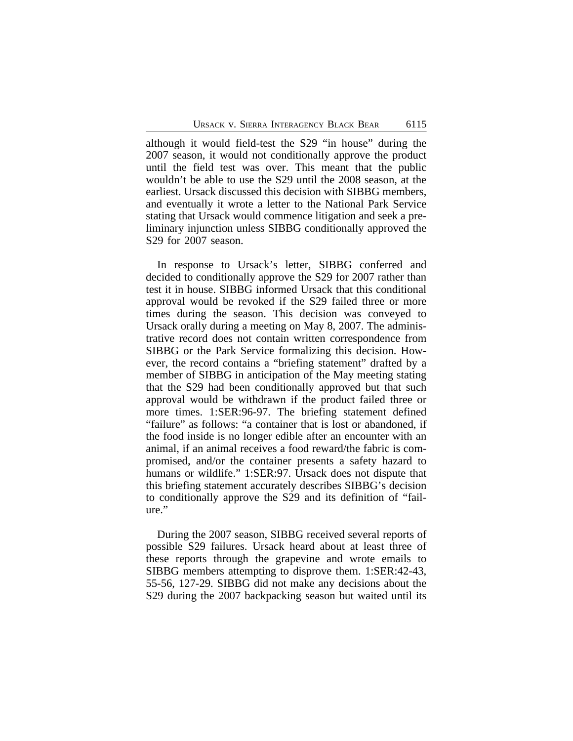although it would field-test the S29 "in house" during the 2007 season, it would not conditionally approve the product until the field test was over. This meant that the public wouldn't be able to use the S29 until the 2008 season, at the earliest. Ursack discussed this decision with SIBBG members, and eventually it wrote a letter to the National Park Service stating that Ursack would commence litigation and seek a preliminary injunction unless SIBBG conditionally approved the S29 for 2007 season.

In response to Ursack's letter, SIBBG conferred and decided to conditionally approve the S29 for 2007 rather than test it in house. SIBBG informed Ursack that this conditional approval would be revoked if the S29 failed three or more times during the season. This decision was conveyed to Ursack orally during a meeting on May 8, 2007. The administrative record does not contain written correspondence from SIBBG or the Park Service formalizing this decision. However, the record contains a "briefing statement" drafted by a member of SIBBG in anticipation of the May meeting stating that the S29 had been conditionally approved but that such approval would be withdrawn if the product failed three or more times. 1:SER:96-97. The briefing statement defined "failure" as follows: "a container that is lost or abandoned, if the food inside is no longer edible after an encounter with an animal, if an animal receives a food reward/the fabric is compromised, and/or the container presents a safety hazard to humans or wildlife." 1:SER:97. Ursack does not dispute that this briefing statement accurately describes SIBBG's decision to conditionally approve the S29 and its definition of "failure."

During the 2007 season, SIBBG received several reports of possible S29 failures. Ursack heard about at least three of these reports through the grapevine and wrote emails to SIBBG members attempting to disprove them. 1:SER:42-43, 55-56, 127-29. SIBBG did not make any decisions about the S29 during the 2007 backpacking season but waited until its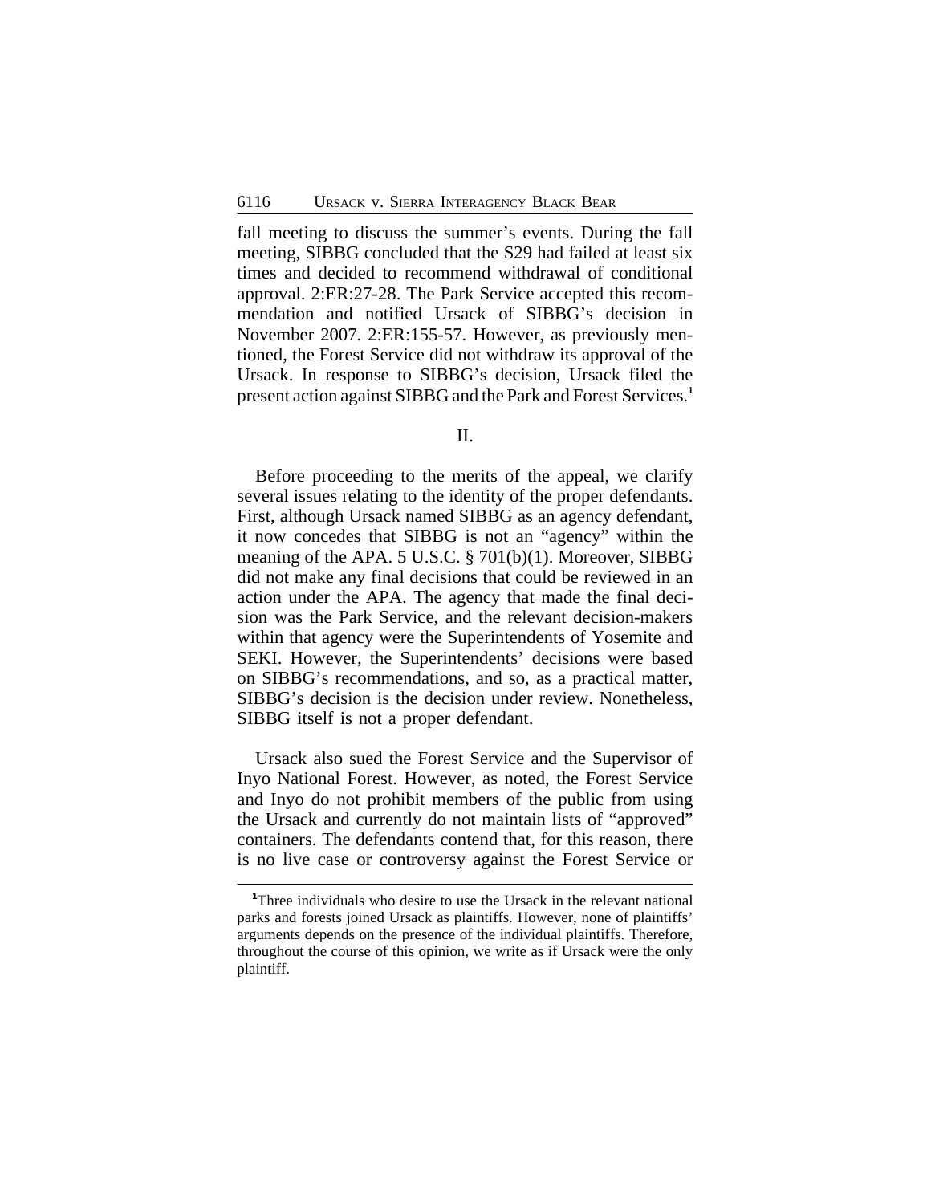fall meeting to discuss the summer's events. During the fall meeting, SIBBG concluded that the S29 had failed at least six times and decided to recommend withdrawal of conditional approval. 2:ER:27-28. The Park Service accepted this recommendation and notified Ursack of SIBBG's decision in November 2007. 2:ER:155-57. However, as previously mentioned, the Forest Service did not withdraw its approval of the Ursack. In response to SIBBG's decision, Ursack filed the present action against SIBBG and the Park and Forest Services.[1]

## II.

Before proceeding to the merits of the appeal, we clarify several issues relating to the identity of the proper defendants. First, although Ursack named SIBBG as an agency defendant, it now concedes that SIBBG is not an "agency" within the meaning of the APA. 5 U.S.C. § 701(b)(1). Moreover, SIBBG did not make any final decisions that could be reviewed in an action under the APA. The agency that made the final decision was the Park Service, and the relevant decision-makers within that agency were the Superintendents of Yosemite and SEKI. However, the Superintendents' decisions were based on SIBBG's recommendations, and so, as a practical matter, SIBBG's decision is the decision under review. Nonetheless, SIBBG itself is not a proper defendant.

Ursack also sued the Forest Service and the Supervisor of Inyo National Forest. However, as noted, the Forest Service and Inyo do not prohibit members of the public from using the Ursack and currently do not maintain lists of "approved" containers. The defendants contend that, for this reason, there is no live case or controversy against the Forest Service or

[1] Three individuals who desire to use the Ursack in the relevant national parks and forests joined Ursack as plaintiffs. However, none of plaintiffs' arguments depends on the presence of the individual plaintiffs. Therefore, throughout the course of this opinion, we write as if Ursack were the only plaintiff.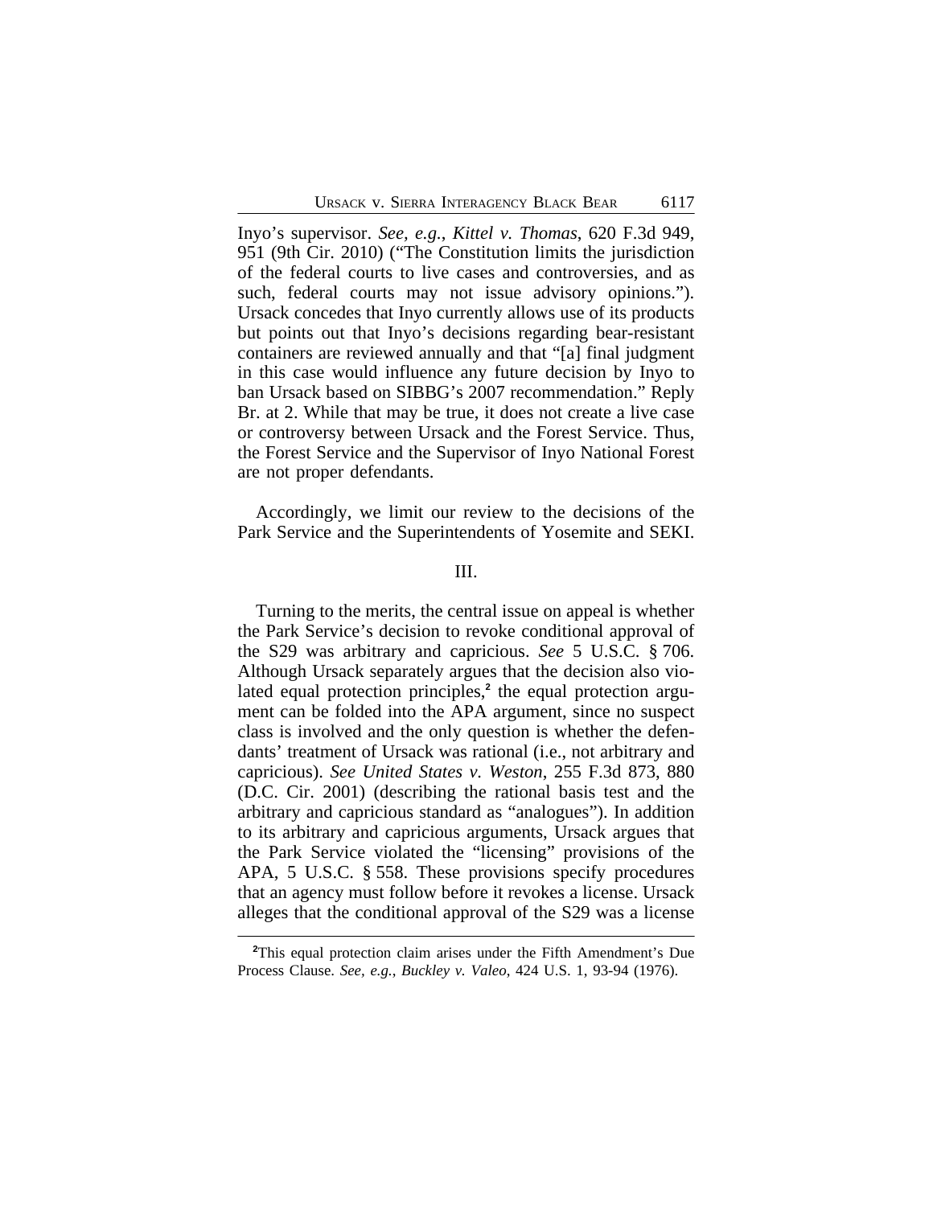Inyo's supervisor. *See, e.g., Kittel v. Thomas*, 620 F.3d 949, 951 (9th Cir. 2010) ("The Constitution limits the jurisdiction of the federal courts to live cases and controversies, and as such, federal courts may not issue advisory opinions."). Ursack concedes that Inyo currently allows use of its products but points out that Inyo's decisions regarding bear-resistant containers are reviewed annually and that "[a] final judgment in this case would influence any future decision by Inyo to ban Ursack based on SIBBG's 2007 recommendation." Reply Br. at 2. While that may be true, it does not create a live case or controversy between Ursack and the Forest Service. Thus, the Forest Service and the Supervisor of Inyo National Forest are not proper defendants.

Accordingly, we limit our review to the decisions of the Park Service and the Superintendents of Yosemite and SEKI.

## III.

Turning to the merits, the central issue on appeal is whether the Park Service's decision to revoke conditional approval of the S29 was arbitrary and capricious. *See* 5 U.S.C. § 706. Although Ursack separately argues that the decision also violated equal protection principles,[2] the equal protection argument can be folded into the APA argument, since no suspect class is involved and the only question is whether the defendants' treatment of Ursack was rational (i.e., not arbitrary and capricious). *See United States v. Weston*, 255 F.3d 873, 880 (D.C. Cir. 2001) (describing the rational basis test and the arbitrary and capricious standard as "analogues"). In addition to its arbitrary and capricious arguments, Ursack argues that the Park Service violated the "licensing" provisions of the APA, 5 U.S.C. § 558. These provisions specify procedures that an agency must follow before it revokes a license. Ursack alleges that the conditional approval of the S29 was a license

[2]This equal protection claim arises under the Fifth Amendment's Due Process Clause. *See, e.g., Buckley v. Valeo*, 424 U.S. 1, 93-94 (1976).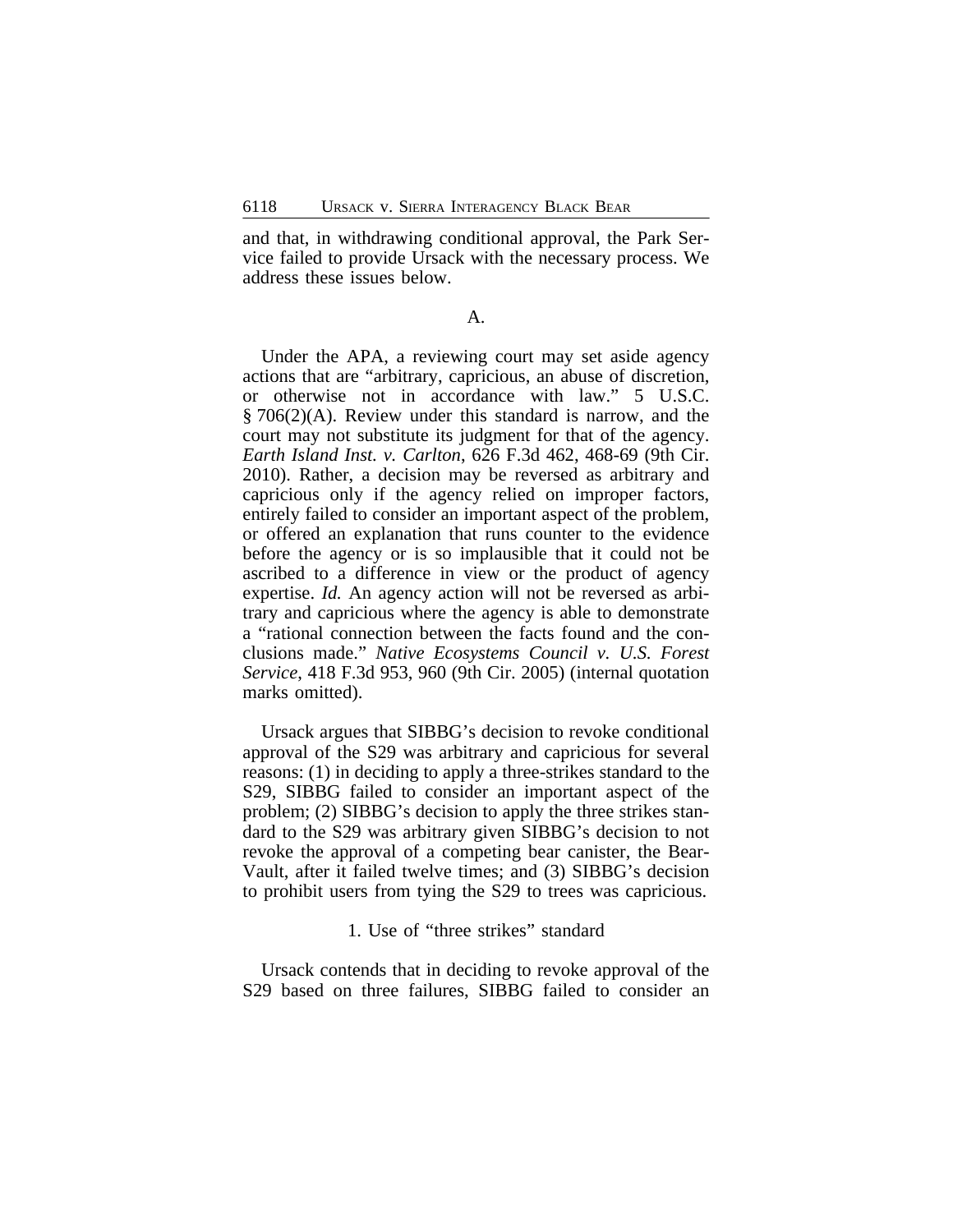and that, in withdrawing conditional approval, the Park Service failed to provide Ursack with the necessary process. We address these issues below.

### A.

Under the APA, a reviewing court may set aside agency actions that are "arbitrary, capricious, an abuse of discretion, or otherwise not in accordance with law." 5 U.S.C. § 706(2)(A). Review under this standard is narrow, and the court may not substitute its judgment for that of the agency. *Earth Island Inst. v. Carlton*, 626 F.3d 462, 468-69 (9th Cir. 2010). Rather, a decision may be reversed as arbitrary and capricious only if the agency relied on improper factors, entirely failed to consider an important aspect of the problem, or offered an explanation that runs counter to the evidence before the agency or is so implausible that it could not be ascribed to a difference in view or the product of agency expertise. *Id.* An agency action will not be reversed as arbitrary and capricious where the agency is able to demonstrate a "rational connection between the facts found and the conclusions made." *Native Ecosystems Council v. U.S. Forest Service*, 418 F.3d 953, 960 (9th Cir. 2005) (internal quotation marks omitted).

Ursack argues that SIBBG's decision to revoke conditional approval of the S29 was arbitrary and capricious for several reasons: (1) in deciding to apply a three-strikes standard to the S29, SIBBG failed to consider an important aspect of the problem; (2) SIBBG's decision to apply the three strikes standard to the S29 was arbitrary given SIBBG's decision to not revoke the approval of a competing bear canister, the Bear-Vault, after it failed twelve times; and (3) SIBBG's decision to prohibit users from tying the S29 to trees was capricious.

#### 1. Use of "three strikes" standard

Ursack contends that in deciding to revoke approval of the S29 based on three failures, SIBBG failed to consider an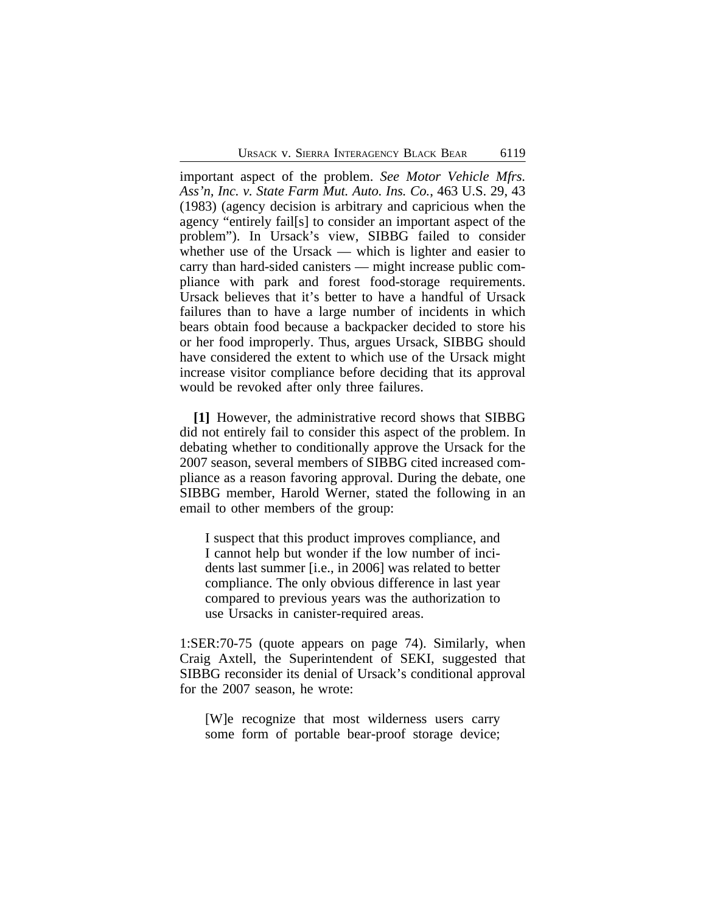important aspect of the problem. *See Motor Vehicle Mfrs. Ass'n, Inc. v. State Farm Mut. Auto. Ins. Co.*, 463 U.S. 29, 43 (1983) (agency decision is arbitrary and capricious when the agency "entirely fail[s] to consider an important aspect of the problem"). In Ursack's view, SIBBG failed to consider whether use of the Ursack — which is lighter and easier to carry than hard-sided canisters — might increase public compliance with park and forest food-storage requirements. Ursack believes that it's better to have a handful of Ursack failures than to have a large number of incidents in which bears obtain food because a backpacker decided to store his or her food improperly. Thus, argues Ursack, SIBBG should have considered the extent to which use of the Ursack might increase visitor compliance before deciding that its approval would be revoked after only three failures.

**[1]** However, the administrative record shows that SIBBG did not entirely fail to consider this aspect of the problem. In debating whether to conditionally approve the Ursack for the 2007 season, several members of SIBBG cited increased compliance as a reason favoring approval. During the debate, one SIBBG member, Harold Werner, stated the following in an email to other members of the group:

> I suspect that this product improves compliance, and I cannot help but wonder if the low number of incidents last summer [i.e., in 2006] was related to better compliance. The only obvious difference in last year compared to previous years was the authorization to use Ursacks in canister-required areas.

1:SER:70-75 (quote appears on page 74). Similarly, when Craig Axtell, the Superintendent of SEKI, suggested that SIBBG reconsider its denial of Ursack's conditional approval for the 2007 season, he wrote:

> [W]e recognize that most wilderness users carry some form of portable bear-proof storage device;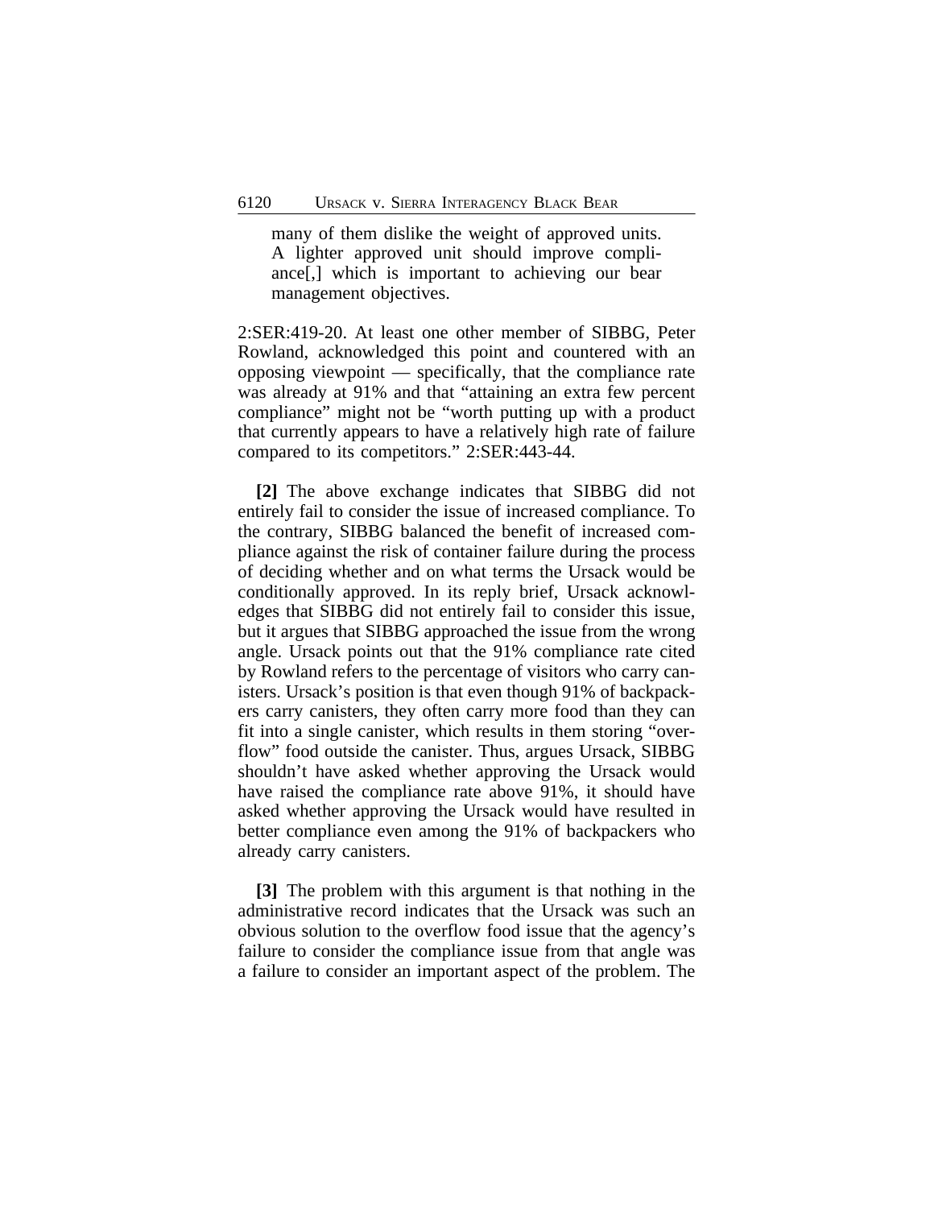> many of them dislike the weight of approved units. A lighter approved unit should improve compliance[,] which is important to achieving our bear management objectives.

2:SER:419-20. At least one other member of SIBBG, Peter Rowland, acknowledged this point and countered with an opposing viewpoint — specifically, that the compliance rate was already at 91% and that "attaining an extra few percent compliance" might not be "worth putting up with a product that currently appears to have a relatively high rate of failure compared to its competitors." 2:SER:443-44.

**[2]** The above exchange indicates that SIBBG did not entirely fail to consider the issue of increased compliance. To the contrary, SIBBG balanced the benefit of increased compliance against the risk of container failure during the process of deciding whether and on what terms the Ursack would be conditionally approved. In its reply brief, Ursack acknowledges that SIBBG did not entirely fail to consider this issue, but it argues that SIBBG approached the issue from the wrong angle. Ursack points out that the 91% compliance rate cited by Rowland refers to the percentage of visitors who carry canisters. Ursack's position is that even though 91% of backpackers carry canisters, they often carry more food than they can fit into a single canister, which results in them storing "overflow" food outside the canister. Thus, argues Ursack, SIBBG shouldn't have asked whether approving the Ursack would have raised the compliance rate above 91%, it should have asked whether approving the Ursack would have resulted in better compliance even among the 91% of backpackers who already carry canisters.

**[3]** The problem with this argument is that nothing in the administrative record indicates that the Ursack was such an obvious solution to the overflow food issue that the agency's failure to consider the compliance issue from that angle was a failure to consider an important aspect of the problem. The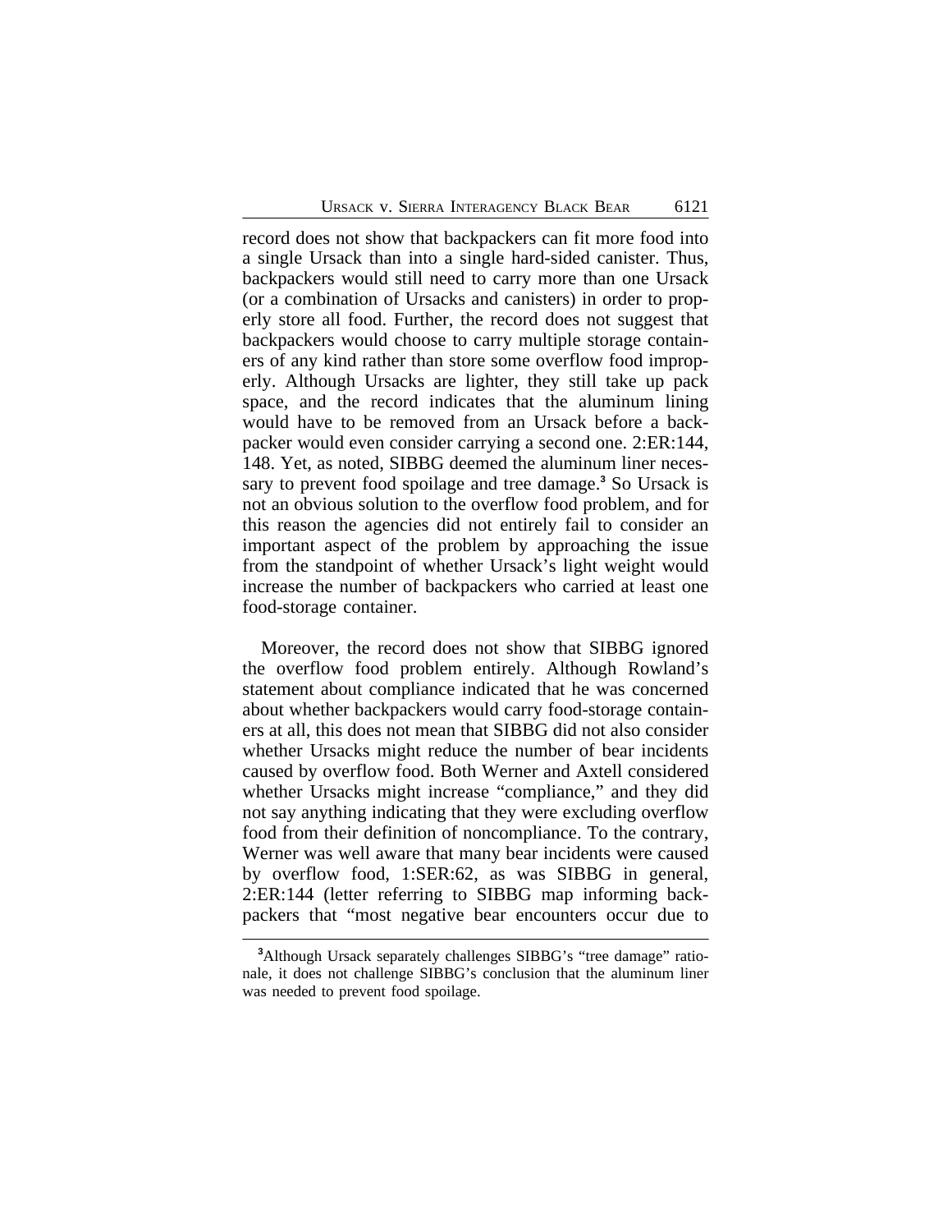record does not show that backpackers can fit more food into a single Ursack than into a single hard-sided canister. Thus, backpackers would still need to carry more than one Ursack (or a combination of Ursacks and canisters) in order to properly store all food. Further, the record does not suggest that backpackers would choose to carry multiple storage containers of any kind rather than store some overflow food improperly. Although Ursacks are lighter, they still take up pack space, and the record indicates that the aluminum lining would have to be removed from an Ursack before a backpacker would even consider carrying a second one. 2:ER:144, 148. Yet, as noted, SIBBG deemed the aluminum liner necessary to prevent food spoilage and tree damage.[3] So Ursack is not an obvious solution to the overflow food problem, and for this reason the agencies did not entirely fail to consider an important aspect of the problem by approaching the issue from the standpoint of whether Ursack's light weight would increase the number of backpackers who carried at least one food-storage container.

Moreover, the record does not show that SIBBG ignored the overflow food problem entirely. Although Rowland's statement about compliance indicated that he was concerned about whether backpackers would carry food-storage containers at all, this does not mean that SIBBG did not also consider whether Ursacks might reduce the number of bear incidents caused by overflow food. Both Werner and Axtell considered whether Ursacks might increase "compliance," and they did not say anything indicating that they were excluding overflow food from their definition of noncompliance. To the contrary, Werner was well aware that many bear incidents were caused by overflow food, 1:SER:62, as was SIBBG in general, 2:ER:144 (letter referring to SIBBG map informing backpackers that "most negative bear encounters occur due to

[3] Although Ursack separately challenges SIBBG's "tree damage" rationale, it does not challenge SIBBG's conclusion that the aluminum liner was needed to prevent food spoilage.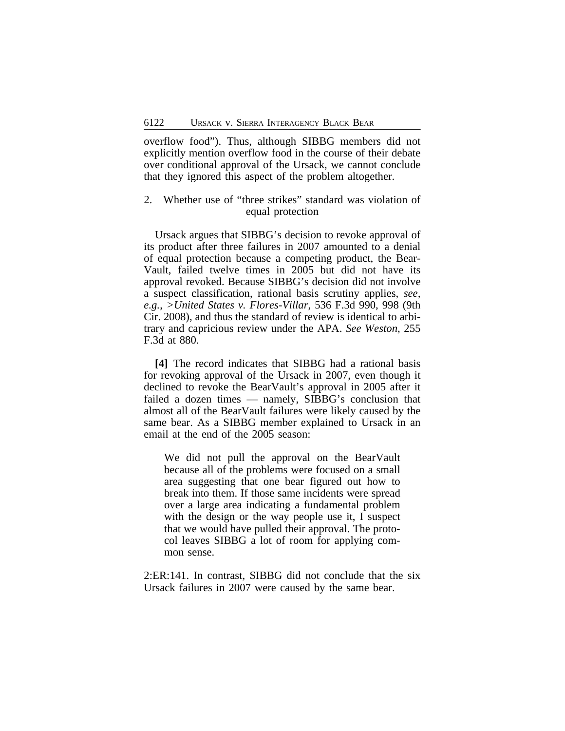overflow food"). Thus, although SIBBG members did not explicitly mention overflow food in the course of their debate over conditional approval of the Ursack, we cannot conclude that they ignored this aspect of the problem altogether.

### 2. Whether use of "three strikes" standard was violation of equal protection

Ursack argues that SIBBG's decision to revoke approval of its product after three failures in 2007 amounted to a denial of equal protection because a competing product, the Bear-Vault, failed twelve times in 2005 but did not have its approval revoked. Because SIBBG's decision did not involve a suspect classification, rational basis scrutiny applies, *see, e.g.*, >*United States v. Flores-Villar*, 536 F.3d 990, 998 (9th Cir. 2008), and thus the standard of review is identical to arbitrary and capricious review under the APA. *See Weston*, 255 F.3d at 880.

**[4]** The record indicates that SIBBG had a rational basis for revoking approval of the Ursack in 2007, even though it declined to revoke the BearVault's approval in 2005 after it failed a dozen times — namely, SIBBG's conclusion that almost all of the BearVault failures were likely caused by the same bear. As a SIBBG member explained to Ursack in an email at the end of the 2005 season:

> We did not pull the approval on the BearVault because all of the problems were focused on a small area suggesting that one bear figured out how to break into them. If those same incidents were spread over a large area indicating a fundamental problem with the design or the way people use it, I suspect that we would have pulled their approval. The protocol leaves SIBBG a lot of room for applying common sense.

2:ER:141. In contrast, SIBBG did not conclude that the six Ursack failures in 2007 were caused by the same bear.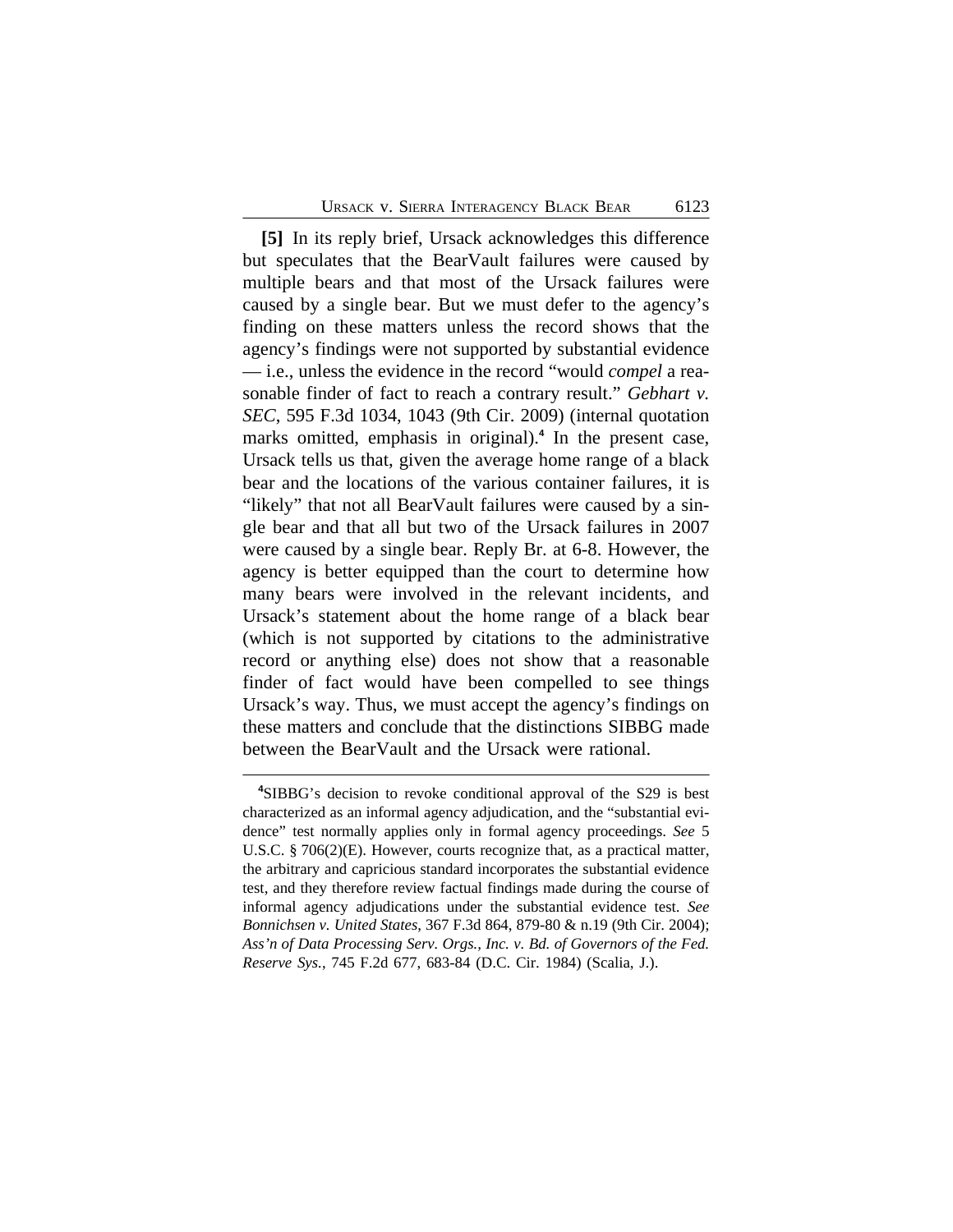**[5]** In its reply brief, Ursack acknowledges this difference but speculates that the BearVault failures were caused by multiple bears and that most of the Ursack failures were caused by a single bear. But we must defer to the agency's finding on these matters unless the record shows that the agency's findings were not supported by substantial evidence — i.e., unless the evidence in the record "would *compel* a reasonable finder of fact to reach a contrary result." *Gebhart v. SEC*, 595 F.3d 1034, 1043 (9th Cir. 2009) (internal quotation marks omitted, emphasis in original).[4] In the present case, Ursack tells us that, given the average home range of a black bear and the locations of the various container failures, it is "likely" that not all BearVault failures were caused by a single bear and that all but two of the Ursack failures in 2007 were caused by a single bear. Reply Br. at 6-8. However, the agency is better equipped than the court to determine how many bears were involved in the relevant incidents, and Ursack's statement about the home range of a black bear (which is not supported by citations to the administrative record or anything else) does not show that a reasonable finder of fact would have been compelled to see things Ursack's way. Thus, we must accept the agency's findings on these matters and conclude that the distinctions SIBBG made between the BearVault and the Ursack were rational.

---

[4]SIBBG's decision to revoke conditional approval of the S29 is best characterized as an informal agency adjudication, and the "substantial evidence" test normally applies only in formal agency proceedings. *See* 5 U.S.C. § 706(2)(E). However, courts recognize that, as a practical matter, the arbitrary and capricious standard incorporates the substantial evidence test, and they therefore review factual findings made during the course of informal agency adjudications under the substantial evidence test. *See Bonnichsen v. United States*, 367 F.3d 864, 879-80 & n.19 (9th Cir. 2004); *Ass'n of Data Processing Serv. Orgs., Inc. v. Bd. of Governors of the Fed. Reserve Sys.*, 745 F.2d 677, 683-84 (D.C. Cir. 1984) (Scalia, J.).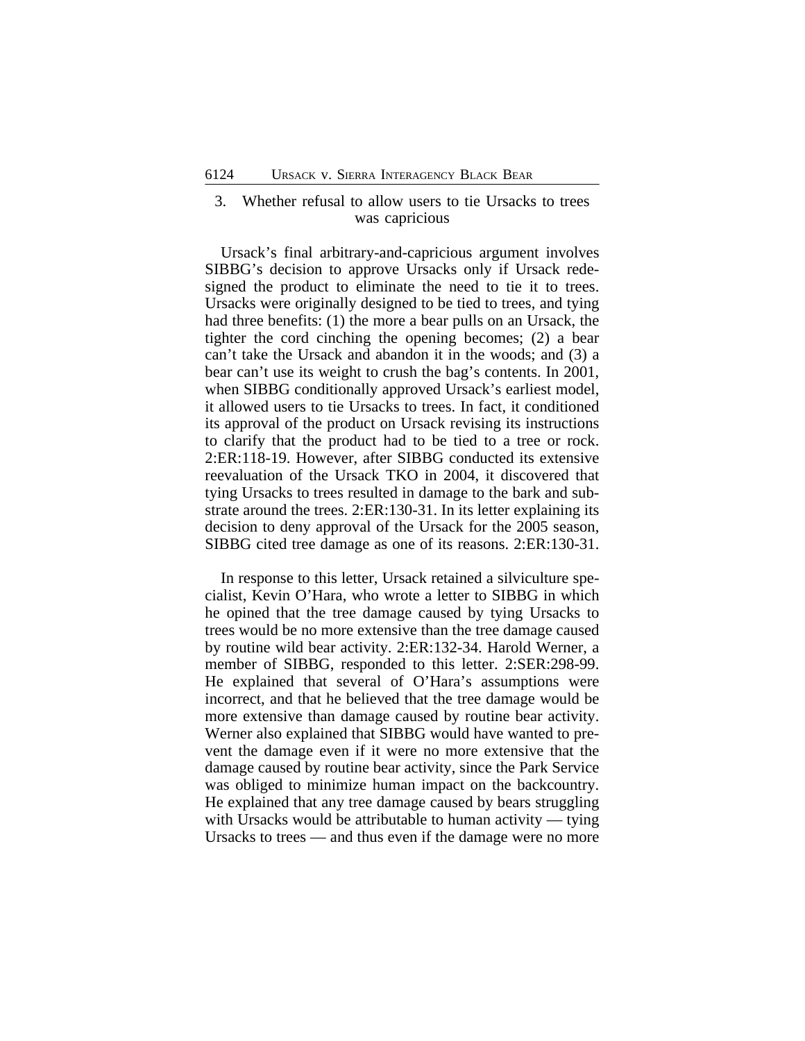### 3. Whether refusal to allow users to tie Ursacks to trees was capricious

Ursack's final arbitrary-and-capricious argument involves SIBBG's decision to approve Ursacks only if Ursack redesigned the product to eliminate the need to tie it to trees. Ursacks were originally designed to be tied to trees, and tying had three benefits: (1) the more a bear pulls on an Ursack, the tighter the cord cinching the opening becomes; (2) a bear can't take the Ursack and abandon it in the woods; and (3) a bear can't use its weight to crush the bag's contents. In 2001, when SIBBG conditionally approved Ursack's earliest model, it allowed users to tie Ursacks to trees. In fact, it conditioned its approval of the product on Ursack revising its instructions to clarify that the product had to be tied to a tree or rock. 2:ER:118-19. However, after SIBBG conducted its extensive reevaluation of the Ursack TKO in 2004, it discovered that tying Ursacks to trees resulted in damage to the bark and substrate around the trees. 2:ER:130-31. In its letter explaining its decision to deny approval of the Ursack for the 2005 season, SIBBG cited tree damage as one of its reasons. 2:ER:130-31.

In response to this letter, Ursack retained a silviculture specialist, Kevin O'Hara, who wrote a letter to SIBBG in which he opined that the tree damage caused by tying Ursacks to trees would be no more extensive than the tree damage caused by routine wild bear activity. 2:ER:132-34. Harold Werner, a member of SIBBG, responded to this letter. 2:SER:298-99. He explained that several of O'Hara's assumptions were incorrect, and that he believed that the tree damage would be more extensive than damage caused by routine bear activity. Werner also explained that SIBBG would have wanted to prevent the damage even if it were no more extensive that the damage caused by routine bear activity, since the Park Service was obliged to minimize human impact on the backcountry. He explained that any tree damage caused by bears struggling with Ursacks would be attributable to human activity — tying Ursacks to trees — and thus even if the damage were no more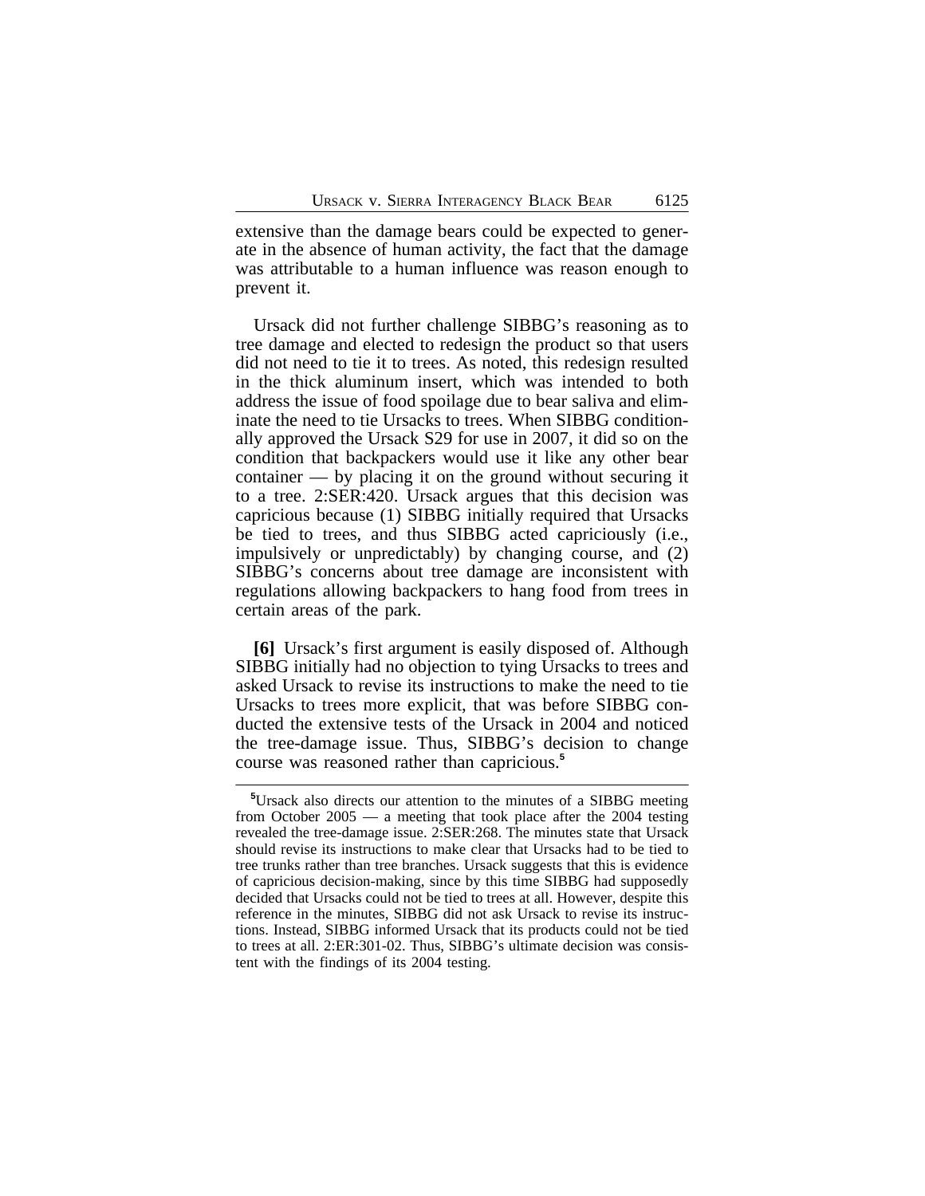extensive than the damage bears could be expected to generate in the absence of human activity, the fact that the damage was attributable to a human influence was reason enough to prevent it.

Ursack did not further challenge SIBBG's reasoning as to tree damage and elected to redesign the product so that users did not need to tie it to trees. As noted, this redesign resulted in the thick aluminum insert, which was intended to both address the issue of food spoilage due to bear saliva and eliminate the need to tie Ursacks to trees. When SIBBG conditionally approved the Ursack S29 for use in 2007, it did so on the condition that backpackers would use it like any other bear container — by placing it on the ground without securing it to a tree. 2:SER:420. Ursack argues that this decision was capricious because (1) SIBBG initially required that Ursacks be tied to trees, and thus SIBBG acted capriciously (i.e., impulsively or unpredictably) by changing course, and (2) SIBBG's concerns about tree damage are inconsistent with regulations allowing backpackers to hang food from trees in certain areas of the park.

**[6]** Ursack's first argument is easily disposed of. Although SIBBG initially had no objection to tying Ursacks to trees and asked Ursack to revise its instructions to make the need to tie Ursacks to trees more explicit, that was before SIBBG conducted the extensive tests of the Ursack in 2004 and noticed the tree-damage issue. Thus, SIBBG's decision to change course was reasoned rather than capricious.[5]

[5] Ursack also directs our attention to the minutes of a SIBBG meeting from October 2005 — a meeting that took place after the 2004 testing revealed the tree-damage issue. 2:SER:268. The minutes state that Ursack should revise its instructions to make clear that Ursacks had to be tied to tree trunks rather than tree branches. Ursack suggests that this is evidence of capricious decision-making, since by this time SIBBG had supposedly decided that Ursacks could not be tied to trees at all. However, despite this reference in the minutes, SIBBG did not ask Ursack to revise its instructions. Instead, SIBBG informed Ursack that its products could not be tied to trees at all. 2:ER:301-02. Thus, SIBBG's ultimate decision was consistent with the findings of its 2004 testing.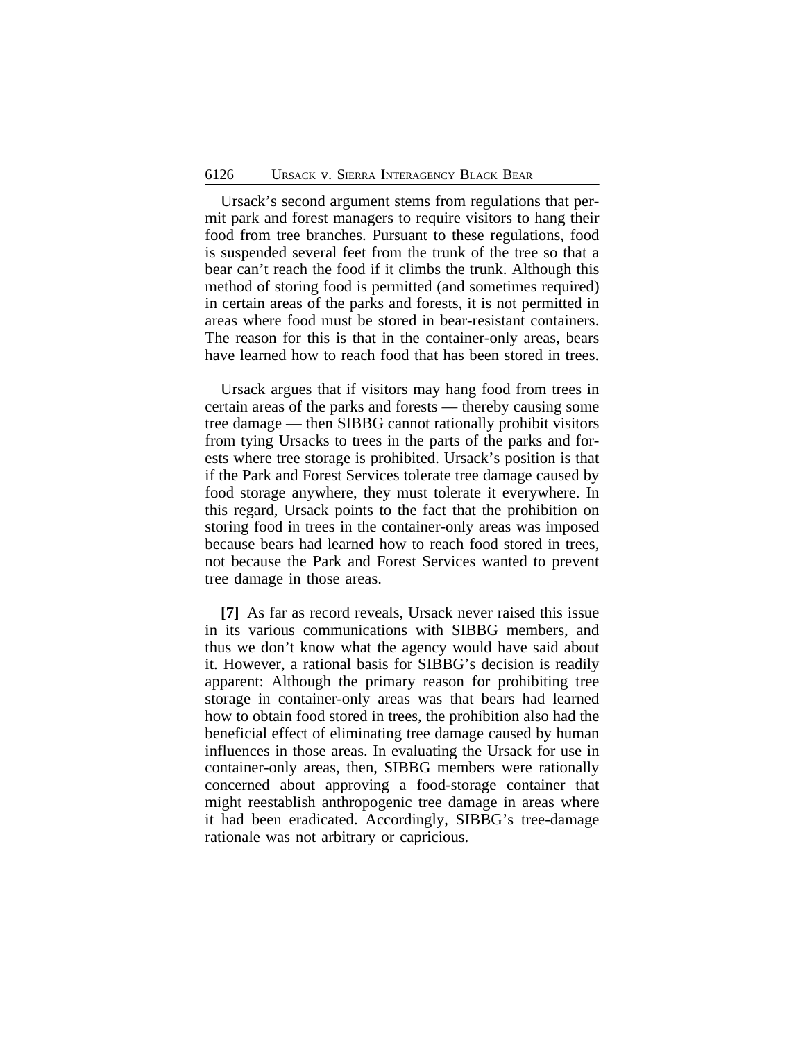Ursack's second argument stems from regulations that permit park and forest managers to require visitors to hang their food from tree branches. Pursuant to these regulations, food is suspended several feet from the trunk of the tree so that a bear can't reach the food if it climbs the trunk. Although this method of storing food is permitted (and sometimes required) in certain areas of the parks and forests, it is not permitted in areas where food must be stored in bear-resistant containers. The reason for this is that in the container-only areas, bears have learned how to reach food that has been stored in trees.

Ursack argues that if visitors may hang food from trees in certain areas of the parks and forests — thereby causing some tree damage — then SIBBG cannot rationally prohibit visitors from tying Ursacks to trees in the parts of the parks and forests where tree storage is prohibited. Ursack's position is that if the Park and Forest Services tolerate tree damage caused by food storage anywhere, they must tolerate it everywhere. In this regard, Ursack points to the fact that the prohibition on storing food in trees in the container-only areas was imposed because bears had learned how to reach food stored in trees, not because the Park and Forest Services wanted to prevent tree damage in those areas.

**[7]** As far as record reveals, Ursack never raised this issue in its various communications with SIBBG members, and thus we don't know what the agency would have said about it. However, a rational basis for SIBBG's decision is readily apparent: Although the primary reason for prohibiting tree storage in container-only areas was that bears had learned how to obtain food stored in trees, the prohibition also had the beneficial effect of eliminating tree damage caused by human influences in those areas. In evaluating the Ursack for use in container-only areas, then, SIBBG members were rationally concerned about approving a food-storage container that might reestablish anthropogenic tree damage in areas where it had been eradicated. Accordingly, SIBBG's tree-damage rationale was not arbitrary or capricious.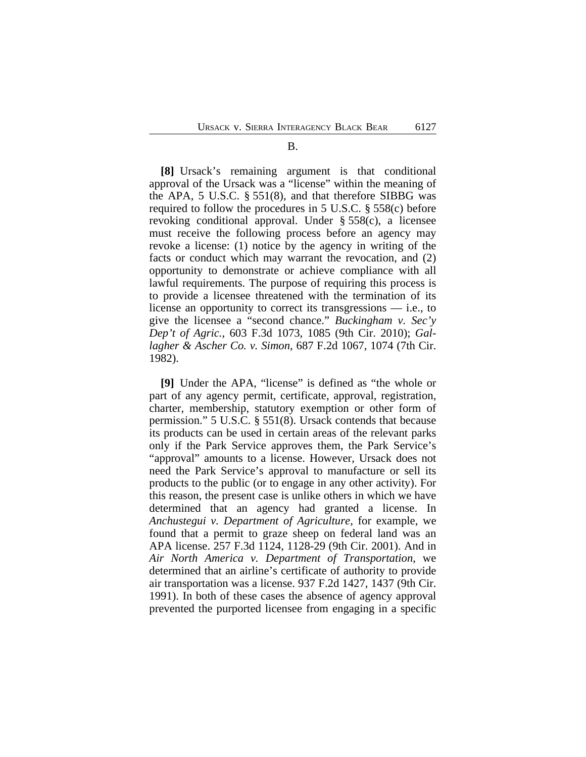### B.

**[8]** Ursack's remaining argument is that conditional approval of the Ursack was a "license" within the meaning of the APA, 5 U.S.C. § 551(8), and that therefore SIBBG was required to follow the procedures in 5 U.S.C. § 558(c) before revoking conditional approval. Under § 558(c), a licensee must receive the following process before an agency may revoke a license: (1) notice by the agency in writing of the facts or conduct which may warrant the revocation, and (2) opportunity to demonstrate or achieve compliance with all lawful requirements. The purpose of requiring this process is to provide a licensee threatened with the termination of its license an opportunity to correct its transgressions — i.e., to give the licensee a "second chance." *Buckingham v. Sec'y Dep't of Agric.*, 603 F.3d 1073, 1085 (9th Cir. 2010); *Gallagher & Ascher Co. v. Simon*, 687 F.2d 1067, 1074 (7th Cir. 1982).

**[9]** Under the APA, "license" is defined as "the whole or part of any agency permit, certificate, approval, registration, charter, membership, statutory exemption or other form of permission." 5 U.S.C. § 551(8). Ursack contends that because its products can be used in certain areas of the relevant parks only if the Park Service approves them, the Park Service's "approval" amounts to a license. However, Ursack does not need the Park Service's approval to manufacture or sell its products to the public (or to engage in any other activity). For this reason, the present case is unlike others in which we have determined that an agency had granted a license. In *Anchustegui v. Department of Agriculture*, for example, we found that a permit to graze sheep on federal land was an APA license. 257 F.3d 1124, 1128-29 (9th Cir. 2001). And in *Air North America v. Department of Transportation*, we determined that an airline's certificate of authority to provide air transportation was a license. 937 F.2d 1427, 1437 (9th Cir. 1991). In both of these cases the absence of agency approval prevented the purported licensee from engaging in a specific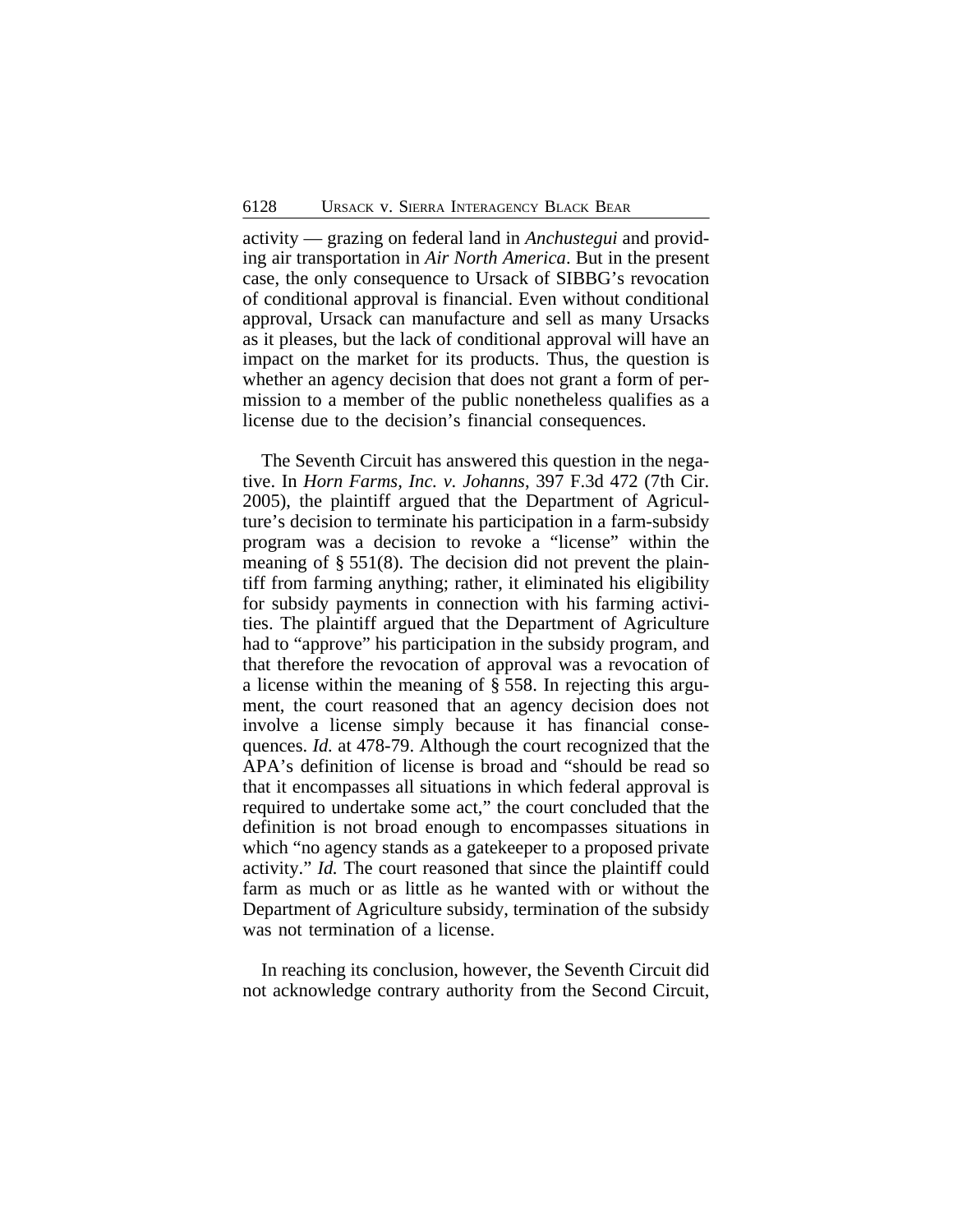activity — grazing on federal land in *Anchustegui* and providing air transportation in *Air North America*. But in the present case, the only consequence to Ursack of SIBBG's revocation of conditional approval is financial. Even without conditional approval, Ursack can manufacture and sell as many Ursacks as it pleases, but the lack of conditional approval will have an impact on the market for its products. Thus, the question is whether an agency decision that does not grant a form of permission to a member of the public nonetheless qualifies as a license due to the decision's financial consequences.

The Seventh Circuit has answered this question in the negative. In *Horn Farms, Inc. v. Johanns*, 397 F.3d 472 (7th Cir. 2005), the plaintiff argued that the Department of Agriculture's decision to terminate his participation in a farm-subsidy program was a decision to revoke a "license" within the meaning of § 551(8). The decision did not prevent the plaintiff from farming anything; rather, it eliminated his eligibility for subsidy payments in connection with his farming activities. The plaintiff argued that the Department of Agriculture had to "approve" his participation in the subsidy program, and that therefore the revocation of approval was a revocation of a license within the meaning of § 558. In rejecting this argument, the court reasoned that an agency decision does not involve a license simply because it has financial consequences. *Id.* at 478-79. Although the court recognized that the APA's definition of license is broad and "should be read so that it encompasses all situations in which federal approval is required to undertake some act," the court concluded that the definition is not broad enough to encompasses situations in which "no agency stands as a gatekeeper to a proposed private activity." *Id.* The court reasoned that since the plaintiff could farm as much or as little as he wanted with or without the Department of Agriculture subsidy, termination of the subsidy was not termination of a license.

In reaching its conclusion, however, the Seventh Circuit did not acknowledge contrary authority from the Second Circuit,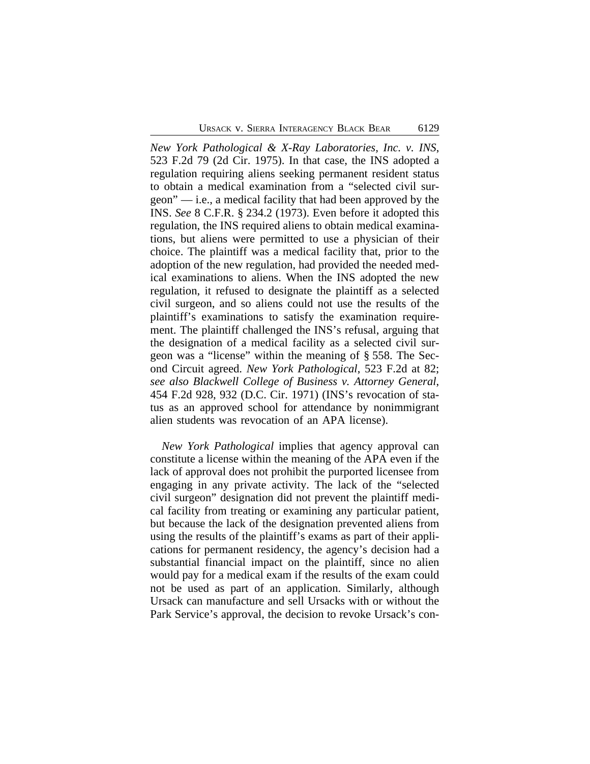*New York Pathological & X-Ray Laboratories, Inc. v. INS*, 523 F.2d 79 (2d Cir. 1975). In that case, the INS adopted a regulation requiring aliens seeking permanent resident status to obtain a medical examination from a "selected civil surgeon" — i.e., a medical facility that had been approved by the INS. *See* 8 C.F.R. § 234.2 (1973). Even before it adopted this regulation, the INS required aliens to obtain medical examinations, but aliens were permitted to use a physician of their choice. The plaintiff was a medical facility that, prior to the adoption of the new regulation, had provided the needed medical examinations to aliens. When the INS adopted the new regulation, it refused to designate the plaintiff as a selected civil surgeon, and so aliens could not use the results of the plaintiff's examinations to satisfy the examination requirement. The plaintiff challenged the INS's refusal, arguing that the designation of a medical facility as a selected civil surgeon was a "license" within the meaning of § 558. The Second Circuit agreed. *New York Pathological*, 523 F.2d at 82; *see also Blackwell College of Business v. Attorney General*, 454 F.2d 928, 932 (D.C. Cir. 1971) (INS's revocation of status as an approved school for attendance by nonimmigrant alien students was revocation of an APA license).

*New York Pathological* implies that agency approval can constitute a license within the meaning of the APA even if the lack of approval does not prohibit the purported licensee from engaging in any private activity. The lack of the "selected civil surgeon" designation did not prevent the plaintiff medical facility from treating or examining any particular patient, but because the lack of the designation prevented aliens from using the results of the plaintiff's exams as part of their applications for permanent residency, the agency's decision had a substantial financial impact on the plaintiff, since no alien would pay for a medical exam if the results of the exam could not be used as part of an application. Similarly, although Ursack can manufacture and sell Ursacks with or without the Park Service's approval, the decision to revoke Ursack's con-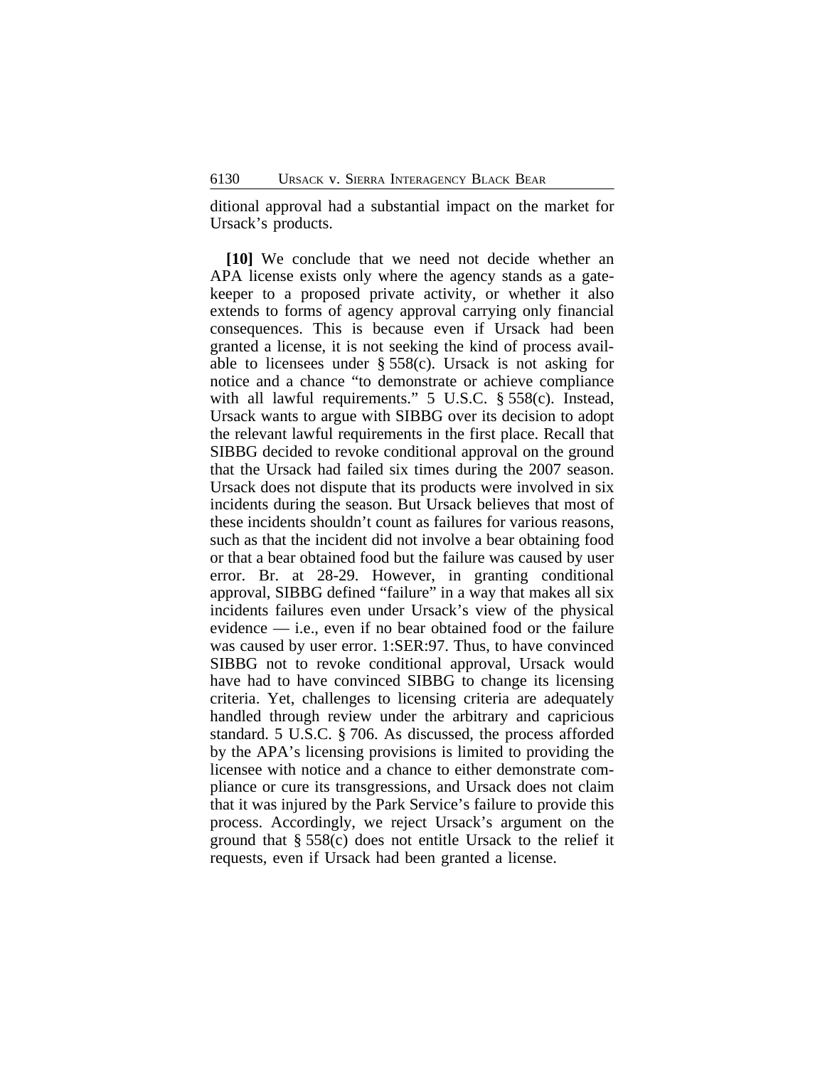ditional approval had a substantial impact on the market for Ursack's products.

**[10]** We conclude that we need not decide whether an APA license exists only where the agency stands as a gatekeeper to a proposed private activity, or whether it also extends to forms of agency approval carrying only financial consequences. This is because even if Ursack had been granted a license, it is not seeking the kind of process available to licensees under § 558(c). Ursack is not asking for notice and a chance "to demonstrate or achieve compliance with all lawful requirements." 5 U.S.C. § 558(c). Instead, Ursack wants to argue with SIBBG over its decision to adopt the relevant lawful requirements in the first place. Recall that SIBBG decided to revoke conditional approval on the ground that the Ursack had failed six times during the 2007 season. Ursack does not dispute that its products were involved in six incidents during the season. But Ursack believes that most of these incidents shouldn't count as failures for various reasons, such as that the incident did not involve a bear obtaining food or that a bear obtained food but the failure was caused by user error. Br. at 28-29. However, in granting conditional approval, SIBBG defined "failure" in a way that makes all six incidents failures even under Ursack's view of the physical evidence — i.e., even if no bear obtained food or the failure was caused by user error. 1:SER:97. Thus, to have convinced SIBBG not to revoke conditional approval, Ursack would have had to have convinced SIBBG to change its licensing criteria. Yet, challenges to licensing criteria are adequately handled through review under the arbitrary and capricious standard. 5 U.S.C. § 706. As discussed, the process afforded by the APA's licensing provisions is limited to providing the licensee with notice and a chance to either demonstrate compliance or cure its transgressions, and Ursack does not claim that it was injured by the Park Service's failure to provide this process. Accordingly, we reject Ursack's argument on the ground that § 558(c) does not entitle Ursack to the relief it requests, even if Ursack had been granted a license.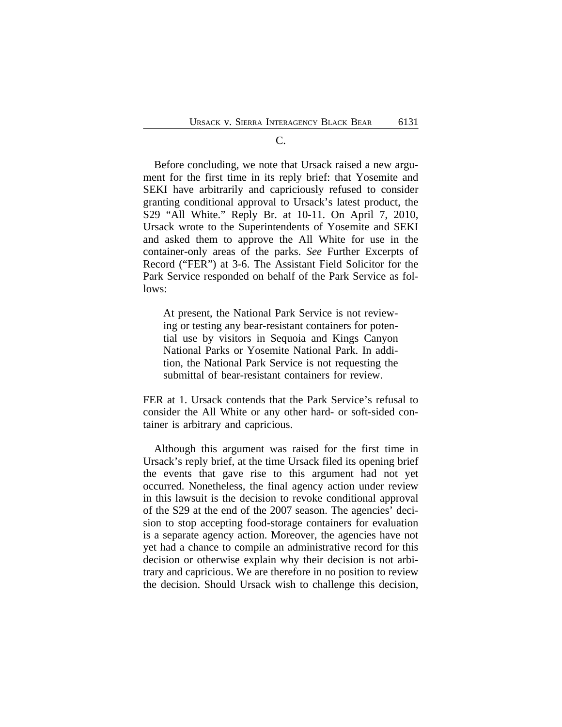C.

Before concluding, we note that Ursack raised a new argument for the first time in its reply brief: that Yosemite and SEKI have arbitrarily and capriciously refused to consider granting conditional approval to Ursack's latest product, the S29 "All White." Reply Br. at 10-11. On April 7, 2010, Ursack wrote to the Superintendents of Yosemite and SEKI and asked them to approve the All White for use in the container-only areas of the parks. *See* Further Excerpts of Record ("FER") at 3-6. The Assistant Field Solicitor for the Park Service responded on behalf of the Park Service as follows:

> At present, the National Park Service is not reviewing or testing any bear-resistant containers for potential use by visitors in Sequoia and Kings Canyon National Parks or Yosemite National Park. In addition, the National Park Service is not requesting the submittal of bear-resistant containers for review.

FER at 1. Ursack contends that the Park Service's refusal to consider the All White or any other hard- or soft-sided container is arbitrary and capricious.

Although this argument was raised for the first time in Ursack's reply brief, at the time Ursack filed its opening brief the events that gave rise to this argument had not yet occurred. Nonetheless, the final agency action under review in this lawsuit is the decision to revoke conditional approval of the S29 at the end of the 2007 season. The agencies' decision to stop accepting food-storage containers for evaluation is a separate agency action. Moreover, the agencies have not yet had a chance to compile an administrative record for this decision or otherwise explain why their decision is not arbitrary and capricious. We are therefore in no position to review the decision. Should Ursack wish to challenge this decision,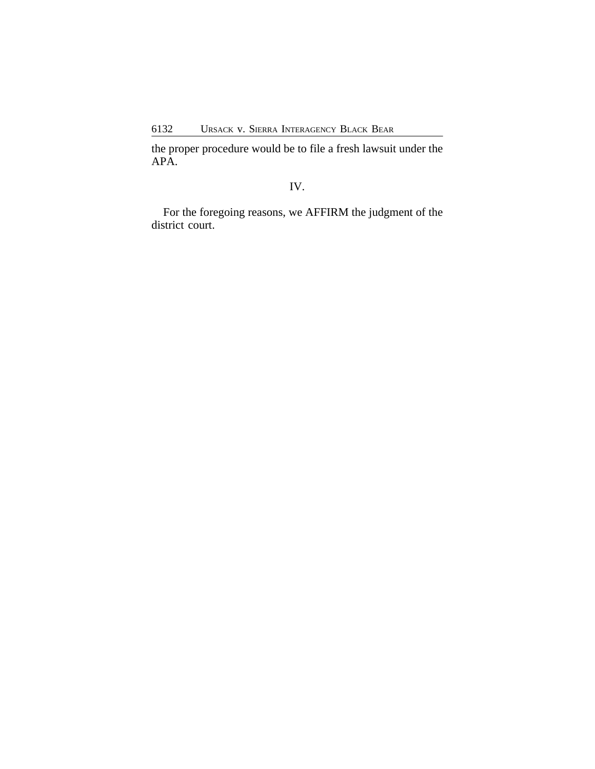the proper procedure would be to file a fresh lawsuit under the APA.

## IV.

For the foregoing reasons, we AFFIRM the judgment of the district court.